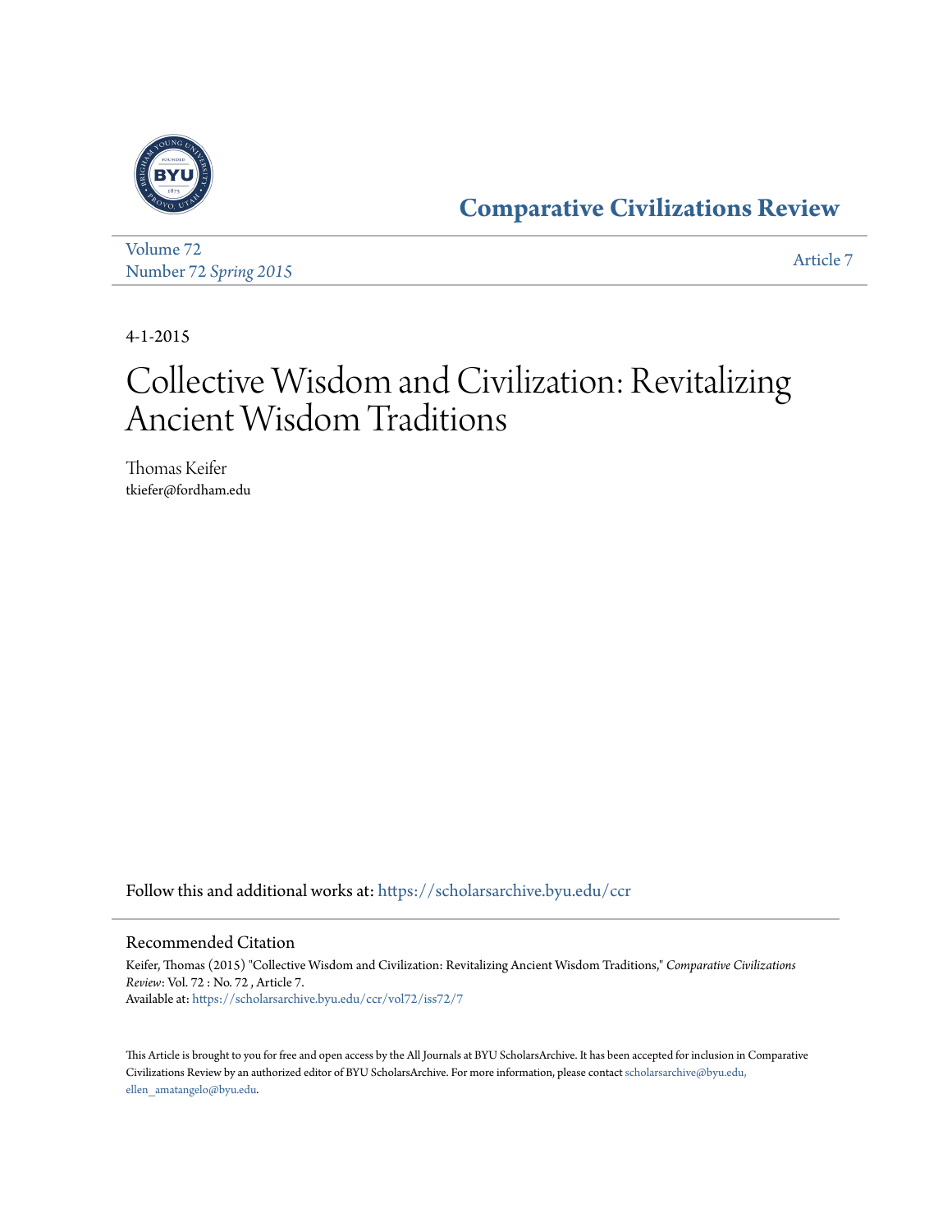# Comparative Civilizations Review

Volume 72
Number 72 *Spring 2015*

Article 7

4-1-2015

# Collective Wisdom and Civilization: Revitalizing Ancient Wisdom Traditions

Thomas Keifer
tkiefer@fordham.edu

Follow this and additional works at: https://scholarsarchive.byu.edu/ccr

## Recommended Citation

Keifer, Thomas (2015) "Collective Wisdom and Civilization: Revitalizing Ancient Wisdom Traditions," *Comparative Civilizations Review*: Vol. 72 : No. 72 , Article 7.
Available at: https://scholarsarchive.byu.edu/ccr/vol72/iss72/7

This Article is brought to you for free and open access by the All Journals at BYU ScholarsArchive. It has been accepted for inclusion in Comparative Civilizations Review by an authorized editor of BYU ScholarsArchive. For more information, please contact scholarsarchive@byu.edu, ellen_amatangelo@byu.edu.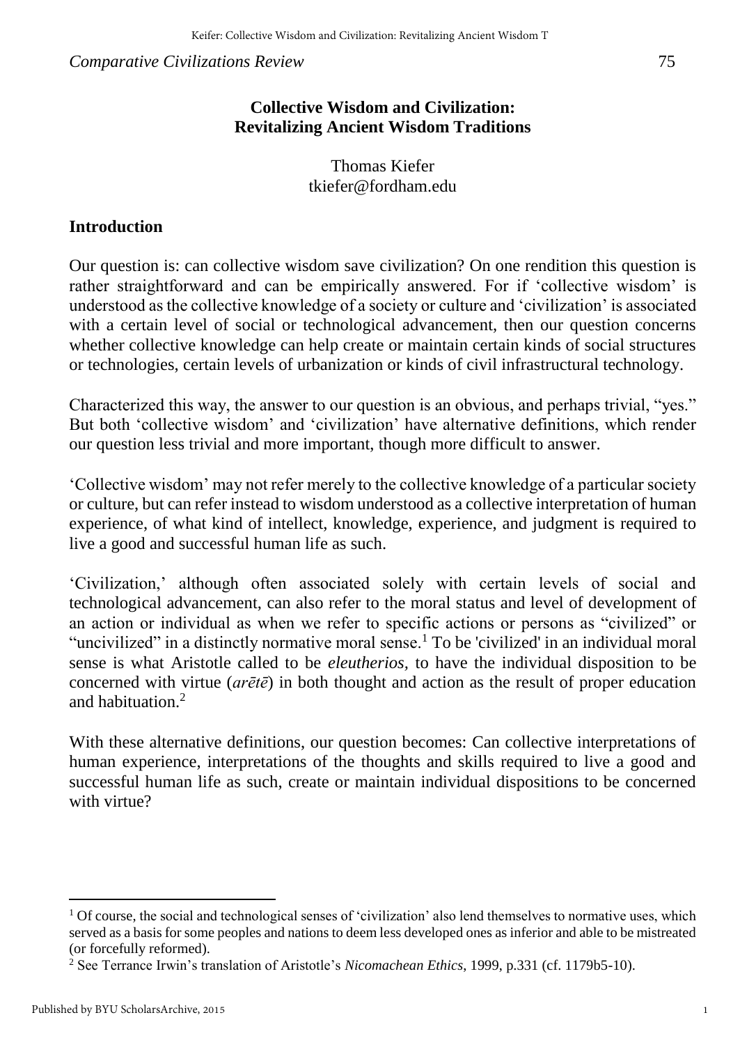**Collective Wisdom and Civilization: Revitalizing Ancient Wisdom Traditions**

Thomas Kiefer
tkiefer@fordham.edu

## Introduction

Our question is: can collective wisdom save civilization? On one rendition this question is rather straightforward and can be empirically answered. For if 'collective wisdom' is understood as the collective knowledge of a society or culture and 'civilization' is associated with a certain level of social or technological advancement, then our question concerns whether collective knowledge can help create or maintain certain kinds of social structures or technologies, certain levels of urbanization or kinds of civil infrastructural technology.

Characterized this way, the answer to our question is an obvious, and perhaps trivial, "yes." But both 'collective wisdom' and 'civilization' have alternative definitions, which render our question less trivial and more important, though more difficult to answer.

'Collective wisdom' may not refer merely to the collective knowledge of a particular society or culture, but can refer instead to wisdom understood as a collective interpretation of human experience, of what kind of intellect, knowledge, experience, and judgment is required to live a good and successful human life as such.

'Civilization,' although often associated solely with certain levels of social and technological advancement, can also refer to the moral status and level of development of an action or individual as when we refer to specific actions or persons as "civilized" or "uncivilized" in a distinctly normative moral sense.[1] To be 'civilized' in an individual moral sense is what Aristotle called to be *eleutherios*, to have the individual disposition to be concerned with virtue (*arētē*) in both thought and action as the result of proper education and habituation.[2]

With these alternative definitions, our question becomes: Can collective interpretations of human experience, interpretations of the thoughts and skills required to live a good and successful human life as such, create or maintain individual dispositions to be concerned with virtue?

---

[1] Of course, the social and technological senses of 'civilization' also lend themselves to normative uses, which served as a basis for some peoples and nations to deem less developed ones as inferior and able to be mistreated (or forcefully reformed).

[2] See Terrance Irwin's translation of Aristotle's *Nicomachean Ethics*, 1999, p.331 (cf. 1179b5-10).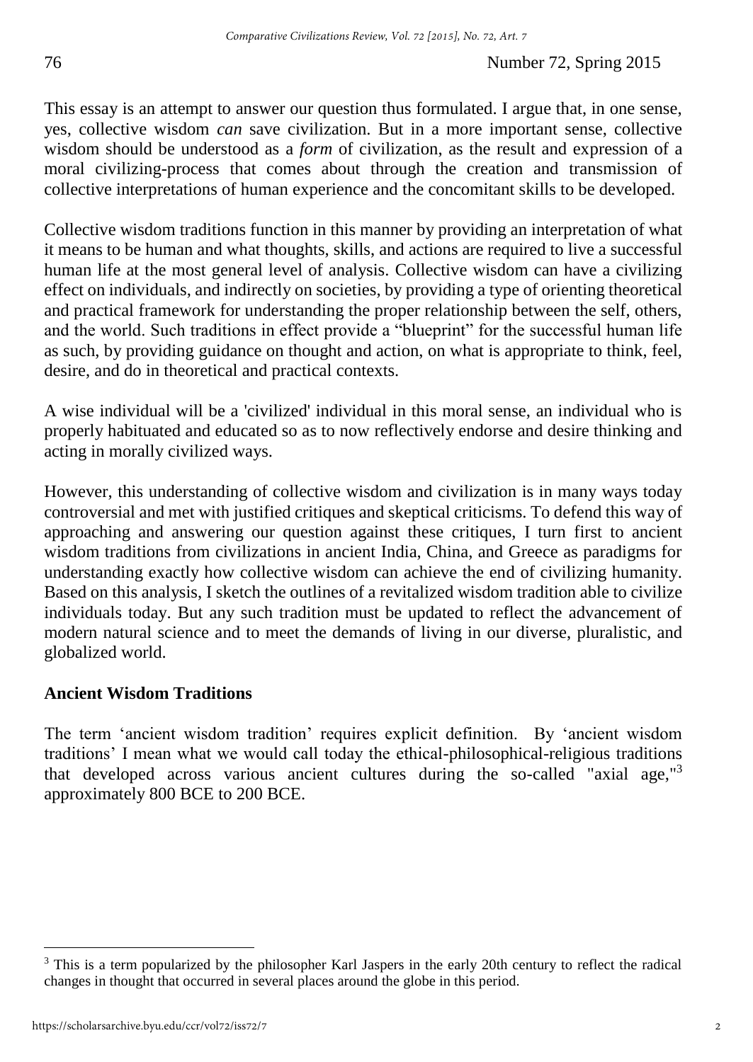This essay is an attempt to answer our question thus formulated. I argue that, in one sense, yes, collective wisdom *can* save civilization. But in a more important sense, collective wisdom should be understood as a *form* of civilization, as the result and expression of a moral civilizing-process that comes about through the creation and transmission of collective interpretations of human experience and the concomitant skills to be developed.

Collective wisdom traditions function in this manner by providing an interpretation of what it means to be human and what thoughts, skills, and actions are required to live a successful human life at the most general level of analysis. Collective wisdom can have a civilizing effect on individuals, and indirectly on societies, by providing a type of orienting theoretical and practical framework for understanding the proper relationship between the self, others, and the world. Such traditions in effect provide a "blueprint" for the successful human life as such, by providing guidance on thought and action, on what is appropriate to think, feel, desire, and do in theoretical and practical contexts.

A wise individual will be a 'civilized' individual in this moral sense, an individual who is properly habituated and educated so as to now reflectively endorse and desire thinking and acting in morally civilized ways.

However, this understanding of collective wisdom and civilization is in many ways today controversial and met with justified critiques and skeptical criticisms. To defend this way of approaching and answering our question against these critiques, I turn first to ancient wisdom traditions from civilizations in ancient India, China, and Greece as paradigms for understanding exactly how collective wisdom can achieve the end of civilizing humanity. Based on this analysis, I sketch the outlines of a revitalized wisdom tradition able to civilize individuals today. But any such tradition must be updated to reflect the advancement of modern natural science and to meet the demands of living in our diverse, pluralistic, and globalized world.

## Ancient Wisdom Traditions

The term 'ancient wisdom tradition' requires explicit definition. By 'ancient wisdom traditions' I mean what we would call today the ethical-philosophical-religious traditions that developed across various ancient cultures during the so-called "axial age,"[3] approximately 800 BCE to 200 BCE.

[3] This is a term popularized by the philosopher Karl Jaspers in the early 20th century to reflect the radical changes in thought that occurred in several places around the globe in this period.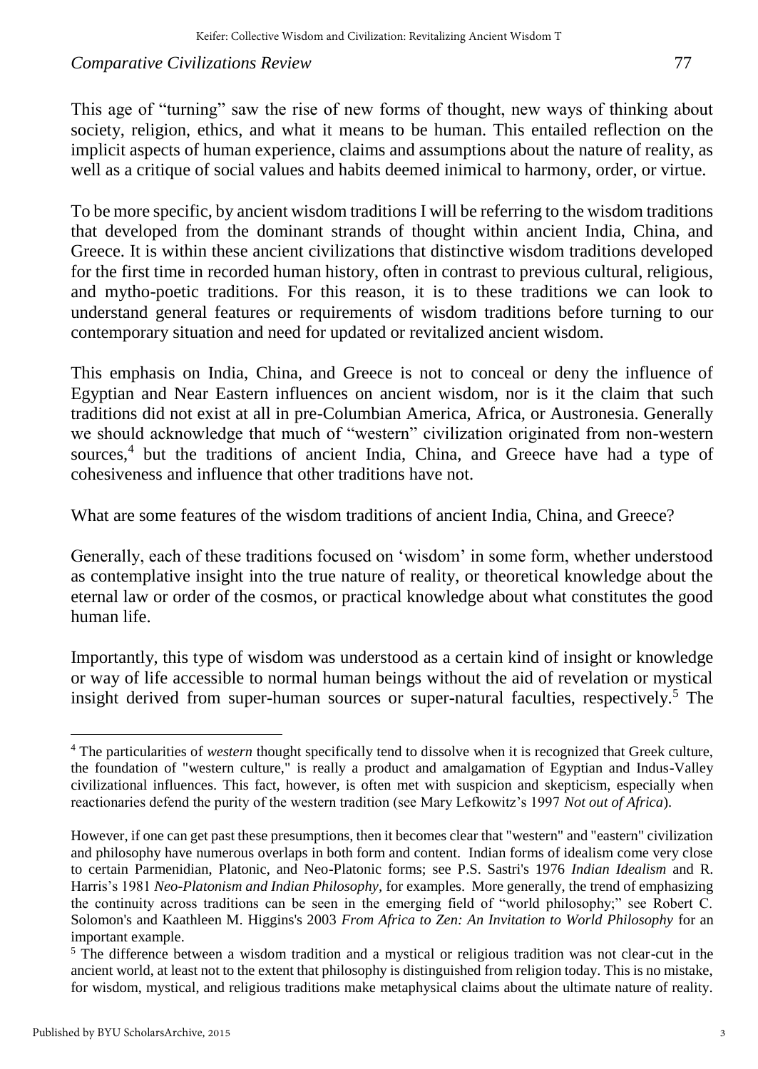This age of "turning" saw the rise of new forms of thought, new ways of thinking about society, religion, ethics, and what it means to be human. This entailed reflection on the implicit aspects of human experience, claims and assumptions about the nature of reality, as well as a critique of social values and habits deemed inimical to harmony, order, or virtue.

To be more specific, by ancient wisdom traditions I will be referring to the wisdom traditions that developed from the dominant strands of thought within ancient India, China, and Greece. It is within these ancient civilizations that distinctive wisdom traditions developed for the first time in recorded human history, often in contrast to previous cultural, religious, and mytho-poetic traditions. For this reason, it is to these traditions we can look to understand general features or requirements of wisdom traditions before turning to our contemporary situation and need for updated or revitalized ancient wisdom.

This emphasis on India, China, and Greece is not to conceal or deny the influence of Egyptian and Near Eastern influences on ancient wisdom, nor is it the claim that such traditions did not exist at all in pre-Columbian America, Africa, or Austronesia. Generally we should acknowledge that much of "western" civilization originated from non-western sources,[4] but the traditions of ancient India, China, and Greece have had a type of cohesiveness and influence that other traditions have not.

What are some features of the wisdom traditions of ancient India, China, and Greece?

Generally, each of these traditions focused on 'wisdom' in some form, whether understood as contemplative insight into the true nature of reality, or theoretical knowledge about the eternal law or order of the cosmos, or practical knowledge about what constitutes the good human life.

Importantly, this type of wisdom was understood as a certain kind of insight or knowledge or way of life accessible to normal human beings without the aid of revelation or mystical insight derived from super-human sources or super-natural faculties, respectively.[5] The

---

[4] The particularities of *western* thought specifically tend to dissolve when it is recognized that Greek culture, the foundation of "western culture," is really a product and amalgamation of Egyptian and Indus-Valley civilizational influences. This fact, however, is often met with suspicion and skepticism, especially when reactionaries defend the purity of the western tradition (see Mary Lefkowitz's 1997 *Not out of Africa*).

However, if one can get past these presumptions, then it becomes clear that "western" and "eastern" civilization and philosophy have numerous overlaps in both form and content. Indian forms of idealism come very close to certain Parmenidian, Platonic, and Neo-Platonic forms; see P.S. Sastri's 1976 *Indian Idealism* and R. Harris's 1981 *Neo-Platonism and Indian Philosophy*, for examples. More generally, the trend of emphasizing the continuity across traditions can be seen in the emerging field of "world philosophy;" see Robert C. Solomon's and Kaathleen M. Higgins's 2003 *From Africa to Zen: An Invitation to World Philosophy* for an important example.

[5] The difference between a wisdom tradition and a mystical or religious tradition was not clear-cut in the ancient world, at least not to the extent that philosophy is distinguished from religion today. This is no mistake, for wisdom, mystical, and religious traditions make metaphysical claims about the ultimate nature of reality.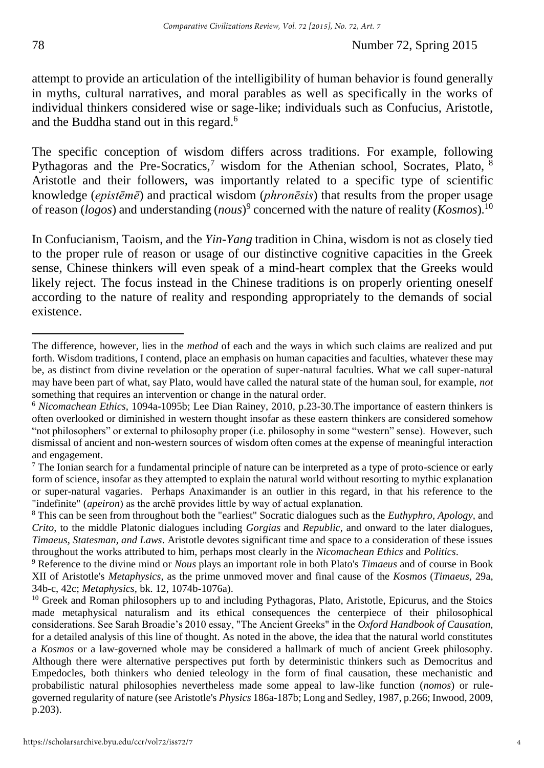attempt to provide an articulation of the intelligibility of human behavior is found generally in myths, cultural narratives, and moral parables as well as specifically in the works of individual thinkers considered wise or sage-like; individuals such as Confucius, Aristotle, and the Buddha stand out in this regard.[6]

The specific conception of wisdom differs across traditions. For example, following Pythagoras and the Pre-Socratics,[7] wisdom for the Athenian school, Socrates, Plato, [8] Aristotle and their followers, was importantly related to a specific type of scientific knowledge (*epistēmē*) and practical wisdom (*phronēsis*) that results from the proper usage of reason (*logos*) and understanding (*nous*)[9] concerned with the nature of reality (*Kosmos*).[10]

In Confucianism, Taoism, and the *Yin-Yang* tradition in China, wisdom is not as closely tied to the proper rule of reason or usage of our distinctive cognitive capacities in the Greek sense, Chinese thinkers will even speak of a mind-heart complex that the Greeks would likely reject. The focus instead in the Chinese traditions is on properly orienting oneself according to the nature of reality and responding appropriately to the demands of social existence.

---

The difference, however, lies in the *method* of each and the ways in which such claims are realized and put forth. Wisdom traditions, I contend, place an emphasis on human capacities and faculties, whatever these may be, as distinct from divine revelation or the operation of super-natural faculties. What we call super-natural may have been part of what, say Plato, would have called the natural state of the human soul, for example, *not* something that requires an intervention or change in the natural order.

[6] *Nicomachean Ethics*, 1094a-1095b; Lee Dian Rainey, 2010, p.23-30.The importance of eastern thinkers is often overlooked or diminished in western thought insofar as these eastern thinkers are considered somehow "not philosophers" or external to philosophy proper (i.e. philosophy in some "western" sense). However, such dismissal of ancient and non-western sources of wisdom often comes at the expense of meaningful interaction and engagement.

[7] The Ionian search for a fundamental principle of nature can be interpreted as a type of proto-science or early form of science, insofar as they attempted to explain the natural world without resorting to mythic explanation or super-natural vagaries. Perhaps Anaximander is an outlier in this regard, in that his reference to the "indefinite" (*apeiron*) as the archē provides little by way of actual explanation.

[8] This can be seen from throughout both the "earliest" Socratic dialogues such as the *Euthyphro, Apology*, and *Crito*, to the middle Platonic dialogues including *Gorgias* and *Republic*, and onward to the later dialogues, *Timaeus*, *Statesman, and Laws*. Aristotle devotes significant time and space to a consideration of these issues throughout the works attributed to him, perhaps most clearly in the *Nicomachean Ethics* and *Politics*.

[9] Reference to the divine mind or *Nous* plays an important role in both Plato's *Timaeus* and of course in Book XII of Aristotle's *Metaphysics*, as the prime unmoved mover and final cause of the *Kosmos* (*Timaeus*, 29a, 34b-c, 42c; *Metaphysics*, bk. 12, 1074b-1076a).

[10] Greek and Roman philosophers up to and including Pythagoras, Plato, Aristotle, Epicurus, and the Stoics made metaphysical naturalism and its ethical consequences the centerpiece of their philosophical considerations. See Sarah Broadie's 2010 essay, "The Ancient Greeks" in the *Oxford Handbook of Causation,* for a detailed analysis of this line of thought. As noted in the above, the idea that the natural world constitutes a *Kosmos* or a law-governed whole may be considered a hallmark of much of ancient Greek philosophy. Although there were alternative perspectives put forth by deterministic thinkers such as Democritus and Empedocles, both thinkers who denied teleology in the form of final causation, these mechanistic and probabilistic natural philosophies nevertheless made some appeal to law-like function (*nomos*) or rule-governed regularity of nature (see Aristotle's *Physics* 186a-187b; Long and Sedley, 1987, p.266; Inwood, 2009, p.203).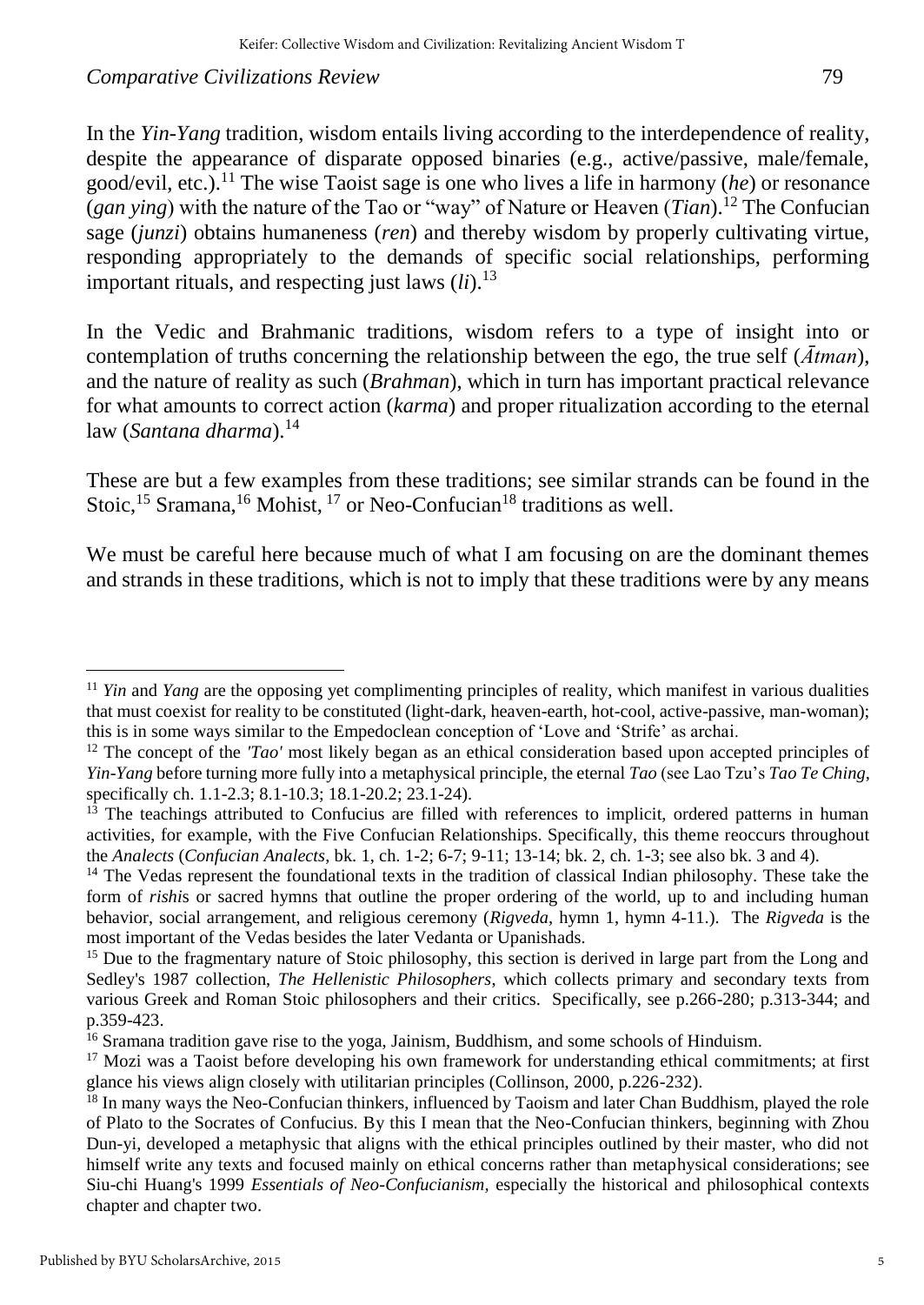In the *Yin-Yang* tradition, wisdom entails living according to the interdependence of reality, despite the appearance of disparate opposed binaries (e.g., active/passive, male/female, good/evil, etc.).[11] The wise Taoist sage is one who lives a life in harmony (*he*) or resonance (*gan ying*) with the nature of the Tao or "way" of Nature or Heaven (*Tian*).[12] The Confucian sage (*junzi*) obtains humaneness (*ren*) and thereby wisdom by properly cultivating virtue, responding appropriately to the demands of specific social relationships, performing important rituals, and respecting just laws (*li*).[13]

In the Vedic and Brahmanic traditions, wisdom refers to a type of insight into or contemplation of truths concerning the relationship between the ego, the true self (*Ātman*), and the nature of reality as such (*Brahman*), which in turn has important practical relevance for what amounts to correct action (*karma*) and proper ritualization according to the eternal law (*Santana dharma*).[14]

These are but a few examples from these traditions; see similar strands can be found in the Stoic,[15] Sramana,[16] Mohist,[17] or Neo-Confucian[18] traditions as well.

We must be careful here because much of what I am focusing on are the dominant themes and strands in these traditions, which is not to imply that these traditions were by any means

---

[11] *Yin* and *Yang* are the opposing yet complimenting principles of reality, which manifest in various dualities that must coexist for reality to be constituted (light-dark, heaven-earth, hot-cool, active-passive, man-woman); this is in some ways similar to the Empedoclean conception of 'Love and 'Strife' as archai.

[12] The concept of the *'Tao'* most likely began as an ethical consideration based upon accepted principles of *Yin-Yang* before turning more fully into a metaphysical principle, the eternal *Tao* (see Lao Tzu's *Tao Te Ching*, specifically ch. 1.1-2.3; 8.1-10.3; 18.1-20.2; 23.1-24).

[13] The teachings attributed to Confucius are filled with references to implicit, ordered patterns in human activities, for example, with the Five Confucian Relationships. Specifically, this theme reoccurs throughout the *Analects* (*Confucian Analects*, bk. 1, ch. 1-2; 6-7; 9-11; 13-14; bk. 2, ch. 1-3; see also bk. 3 and 4).

[14] The Vedas represent the foundational texts in the tradition of classical Indian philosophy. These take the form of *rishi*s or sacred hymns that outline the proper ordering of the world, up to and including human behavior, social arrangement, and religious ceremony (*Rigveda*, hymn 1, hymn 4-11.). The *Rigveda* is the most important of the Vedas besides the later Vedanta or Upanishads.

[15] Due to the fragmentary nature of Stoic philosophy, this section is derived in large part from the Long and Sedley's 1987 collection, *The Hellenistic Philosophers*, which collects primary and secondary texts from various Greek and Roman Stoic philosophers and their critics. Specifically, see p.266-280; p.313-344; and p.359-423.

[16] Sramana tradition gave rise to the yoga, Jainism, Buddhism, and some schools of Hinduism.

[17] Mozi was a Taoist before developing his own framework for understanding ethical commitments; at first glance his views align closely with utilitarian principles (Collinson, 2000, p.226-232).

[18] In many ways the Neo-Confucian thinkers, influenced by Taoism and later Chan Buddhism, played the role of Plato to the Socrates of Confucius. By this I mean that the Neo-Confucian thinkers, beginning with Zhou Dun-yi, developed a metaphysic that aligns with the ethical principles outlined by their master, who did not himself write any texts and focused mainly on ethical concerns rather than metaphysical considerations; see Siu-chi Huang's 1999 *Essentials of Neo-Confucianism*, especially the historical and philosophical contexts chapter and chapter two.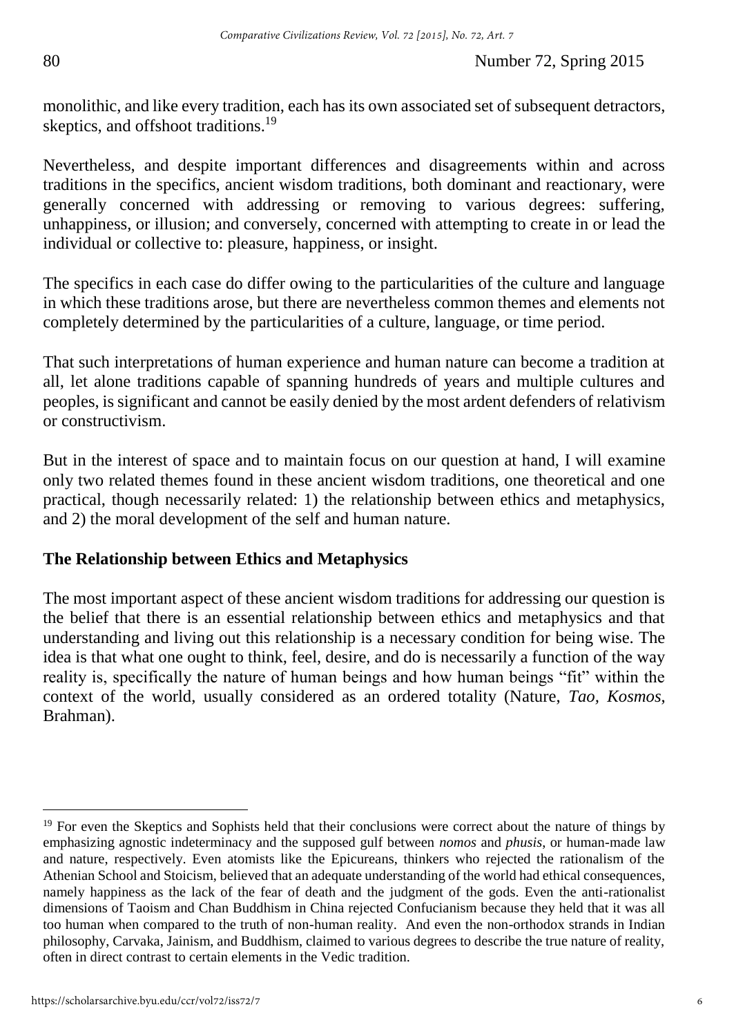monolithic, and like every tradition, each has its own associated set of subsequent detractors, skeptics, and offshoot traditions.[19]

Nevertheless, and despite important differences and disagreements within and across traditions in the specifics, ancient wisdom traditions, both dominant and reactionary, were generally concerned with addressing or removing to various degrees: suffering, unhappiness, or illusion; and conversely, concerned with attempting to create in or lead the individual or collective to: pleasure, happiness, or insight.

The specifics in each case do differ owing to the particularities of the culture and language in which these traditions arose, but there are nevertheless common themes and elements not completely determined by the particularities of a culture, language, or time period.

That such interpretations of human experience and human nature can become a tradition at all, let alone traditions capable of spanning hundreds of years and multiple cultures and peoples, is significant and cannot be easily denied by the most ardent defenders of relativism or constructivism.

But in the interest of space and to maintain focus on our question at hand, I will examine only two related themes found in these ancient wisdom traditions, one theoretical and one practical, though necessarily related: 1) the relationship between ethics and metaphysics, and 2) the moral development of the self and human nature.

## The Relationship between Ethics and Metaphysics

The most important aspect of these ancient wisdom traditions for addressing our question is the belief that there is an essential relationship between ethics and metaphysics and that understanding and living out this relationship is a necessary condition for being wise. The idea is that what one ought to think, feel, desire, and do is necessarily a function of the way reality is, specifically the nature of human beings and how human beings "fit" within the context of the world, usually considered as an ordered totality (Nature, *Tao*, *Kosmos*, Brahman).

---

[19] For even the Skeptics and Sophists held that their conclusions were correct about the nature of things by emphasizing agnostic indeterminacy and the supposed gulf between *nomos* and *phusis*, or human-made law and nature, respectively. Even atomists like the Epicureans, thinkers who rejected the rationalism of the Athenian School and Stoicism, believed that an adequate understanding of the world had ethical consequences, namely happiness as the lack of the fear of death and the judgment of the gods. Even the anti-rationalist dimensions of Taoism and Chan Buddhism in China rejected Confucianism because they held that it was all too human when compared to the truth of non-human reality. And even the non-orthodox strands in Indian philosophy, Carvaka, Jainism, and Buddhism, claimed to various degrees to describe the true nature of reality, often in direct contrast to certain elements in the Vedic tradition.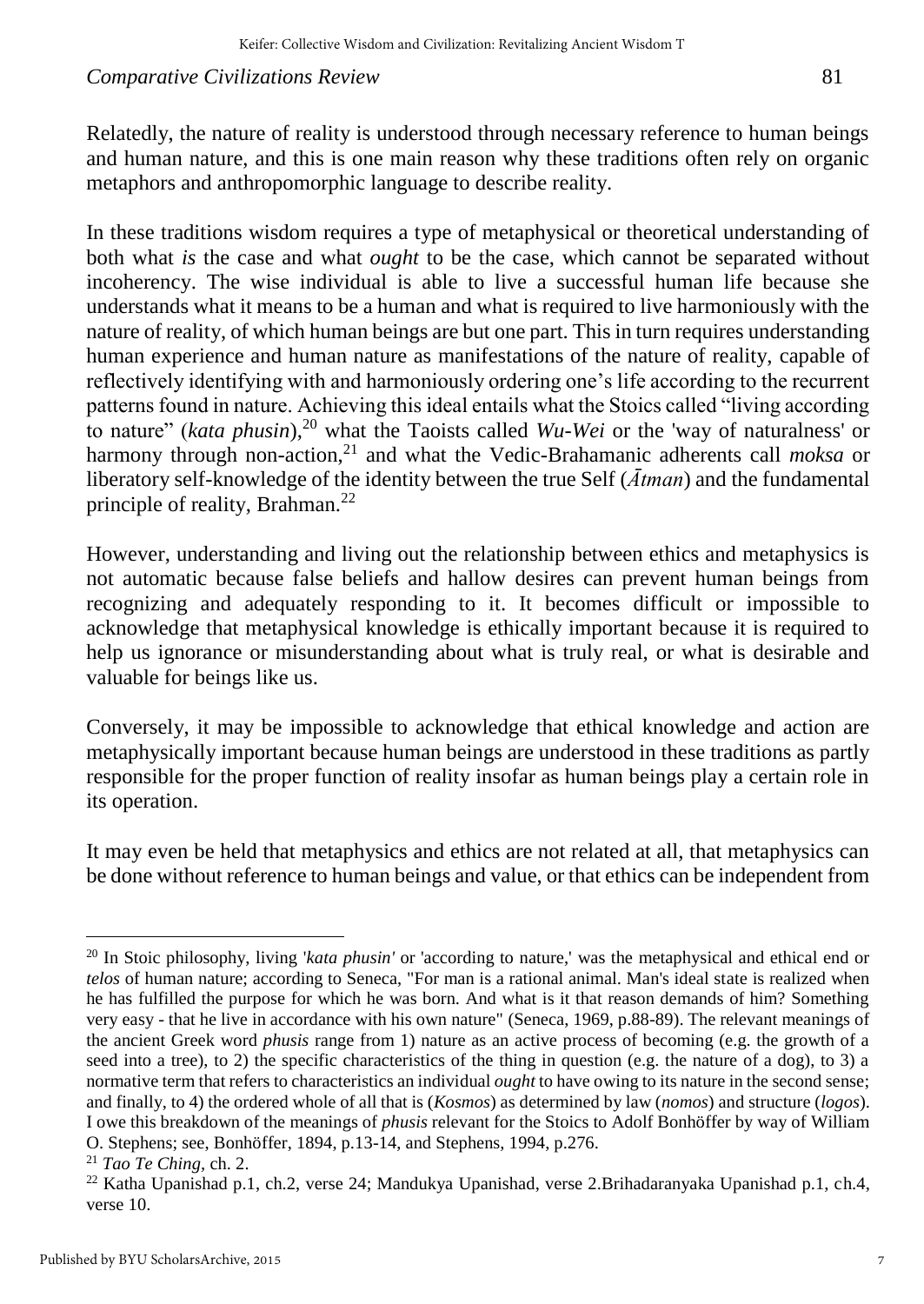Relatedly, the nature of reality is understood through necessary reference to human beings and human nature, and this is one main reason why these traditions often rely on organic metaphors and anthropomorphic language to describe reality.

In these traditions wisdom requires a type of metaphysical or theoretical understanding of both what *is* the case and what *ought* to be the case, which cannot be separated without incoherency. The wise individual is able to live a successful human life because she understands what it means to be a human and what is required to live harmoniously with the nature of reality, of which human beings are but one part. This in turn requires understanding human experience and human nature as manifestations of the nature of reality, capable of reflectively identifying with and harmoniously ordering one's life according to the recurrent patterns found in nature. Achieving this ideal entails what the Stoics called "living according to nature" (*kata phusin*),[20] what the Taoists called *Wu-Wei* or the 'way of naturalness' or harmony through non-action,[21] and what the Vedic-Brahamanic adherents call *moksa* or liberatory self-knowledge of the identity between the true Self (*Ātman*) and the fundamental principle of reality, Brahman.[22]

However, understanding and living out the relationship between ethics and metaphysics is not automatic because false beliefs and hallow desires can prevent human beings from recognizing and adequately responding to it. It becomes difficult or impossible to acknowledge that metaphysical knowledge is ethically important because it is required to help us ignorance or misunderstanding about what is truly real, or what is desirable and valuable for beings like us.

Conversely, it may be impossible to acknowledge that ethical knowledge and action are metaphysically important because human beings are understood in these traditions as partly responsible for the proper function of reality insofar as human beings play a certain role in its operation.

It may even be held that metaphysics and ethics are not related at all, that metaphysics can be done without reference to human beings and value, or that ethics can be independent from

---

[20] In Stoic philosophy, living '*kata phusin*' or 'according to nature,' was the metaphysical and ethical end or *telos* of human nature; according to Seneca, "For man is a rational animal. Man's ideal state is realized when he has fulfilled the purpose for which he was born. And what is it that reason demands of him? Something very easy - that he live in accordance with his own nature" (Seneca, 1969, p.88-89). The relevant meanings of the ancient Greek word *phusis* range from 1) nature as an active process of becoming (e.g. the growth of a seed into a tree), to 2) the specific characteristics of the thing in question (e.g. the nature of a dog), to 3) a normative term that refers to characteristics an individual *ought* to have owing to its nature in the second sense; and finally, to 4) the ordered whole of all that is (*Kosmos*) as determined by law (*nomos*) and structure (*logos*). I owe this breakdown of the meanings of *phusis* relevant for the Stoics to Adolf Bonhöffer by way of William O. Stephens; see, Bonhöffer, 1894, p.13-14, and Stephens, 1994, p.276.

[21] *Tao Te Ching*, ch. 2.

[22] Katha Upanishad p.1, ch.2, verse 24; Mandukya Upanishad, verse 2.Brihadaranyaka Upanishad p.1, ch.4, verse 10.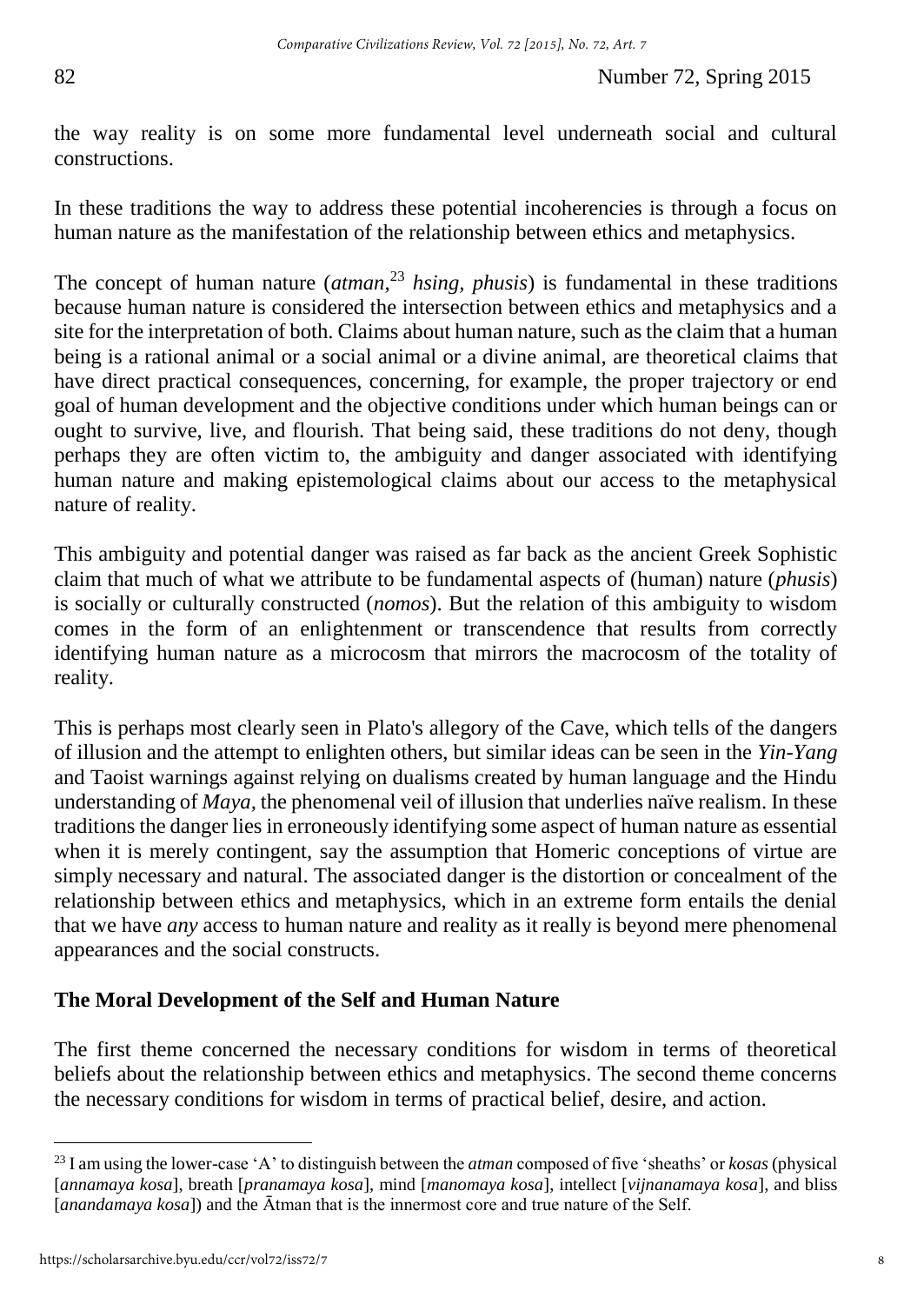the way reality is on some more fundamental level underneath social and cultural constructions.

In these traditions the way to address these potential incoherencies is through a focus on human nature as the manifestation of the relationship between ethics and metaphysics.

The concept of human nature (*atman*,[23] *hsing*, *phusis*) is fundamental in these traditions because human nature is considered the intersection between ethics and metaphysics and a site for the interpretation of both. Claims about human nature, such as the claim that a human being is a rational animal or a social animal or a divine animal, are theoretical claims that have direct practical consequences, concerning, for example, the proper trajectory or end goal of human development and the objective conditions under which human beings can or ought to survive, live, and flourish. That being said, these traditions do not deny, though perhaps they are often victim to, the ambiguity and danger associated with identifying human nature and making epistemological claims about our access to the metaphysical nature of reality.

This ambiguity and potential danger was raised as far back as the ancient Greek Sophistic claim that much of what we attribute to be fundamental aspects of (human) nature (*phusis*) is socially or culturally constructed (*nomos*). But the relation of this ambiguity to wisdom comes in the form of an enlightenment or transcendence that results from correctly identifying human nature as a microcosm that mirrors the macrocosm of the totality of reality.

This is perhaps most clearly seen in Plato's allegory of the Cave, which tells of the dangers of illusion and the attempt to enlighten others, but similar ideas can be seen in the *Yin-Yang* and Taoist warnings against relying on dualisms created by human language and the Hindu understanding of *Maya*, the phenomenal veil of illusion that underlies naïve realism. In these traditions the danger lies in erroneously identifying some aspect of human nature as essential when it is merely contingent, say the assumption that Homeric conceptions of virtue are simply necessary and natural. The associated danger is the distortion or concealment of the relationship between ethics and metaphysics, which in an extreme form entails the denial that we have *any* access to human nature and reality as it really is beyond mere phenomenal appearances and the social constructs.

## The Moral Development of the Self and Human Nature

The first theme concerned the necessary conditions for wisdom in terms of theoretical beliefs about the relationship between ethics and metaphysics. The second theme concerns the necessary conditions for wisdom in terms of practical belief, desire, and action.

---

[23] I am using the lower-case 'A' to distinguish between the *atman* composed of five 'sheaths' or *kosas* (physical [*annamaya kosa*], breath [*pranamaya kosa*], mind [*manomaya kosa*], intellect [*vijnanamaya kosa*], and bliss [*anandamaya kosa*]) and the Ātman that is the innermost core and true nature of the Self.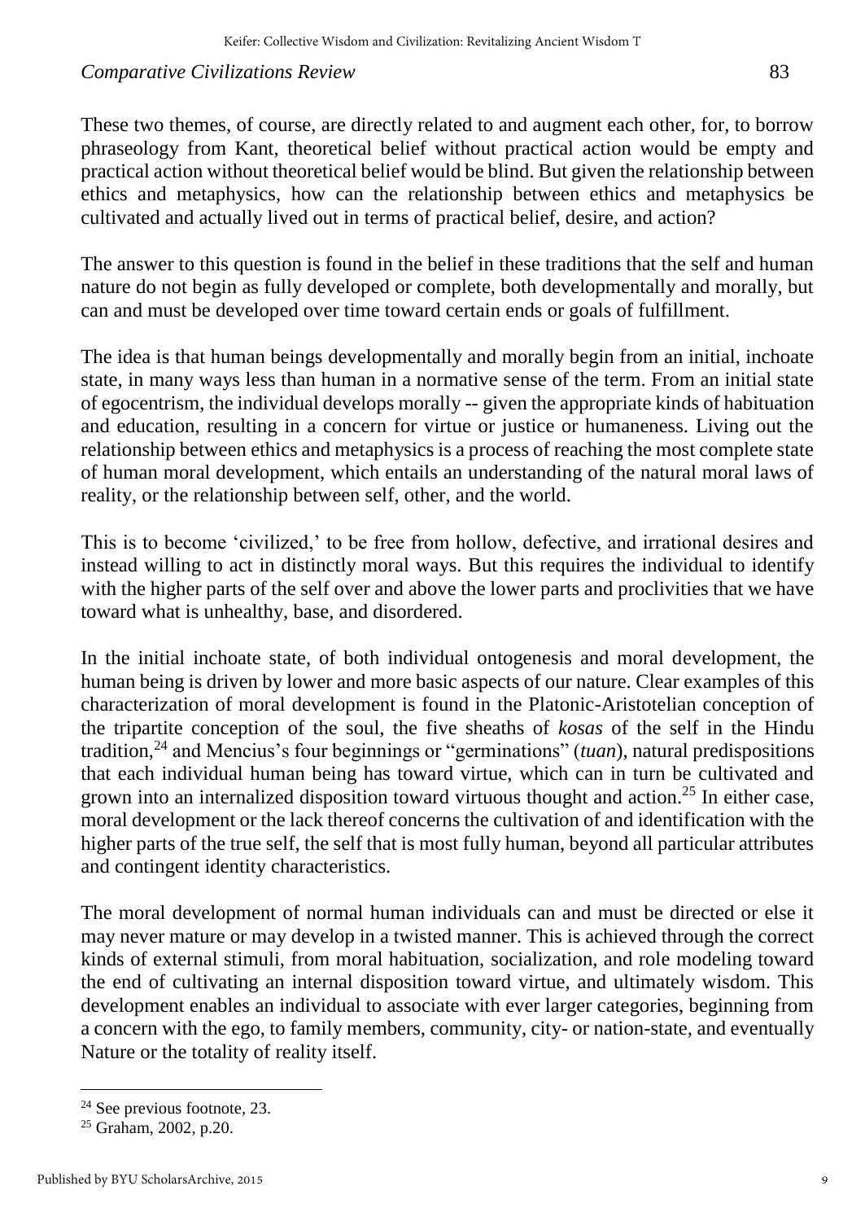These two themes, of course, are directly related to and augment each other, for, to borrow phraseology from Kant, theoretical belief without practical action would be empty and practical action without theoretical belief would be blind. But given the relationship between ethics and metaphysics, how can the relationship between ethics and metaphysics be cultivated and actually lived out in terms of practical belief, desire, and action?

The answer to this question is found in the belief in these traditions that the self and human nature do not begin as fully developed or complete, both developmentally and morally, but can and must be developed over time toward certain ends or goals of fulfillment.

The idea is that human beings developmentally and morally begin from an initial, inchoate state, in many ways less than human in a normative sense of the term. From an initial state of egocentrism, the individual develops morally -- given the appropriate kinds of habituation and education, resulting in a concern for virtue or justice or humaneness. Living out the relationship between ethics and metaphysics is a process of reaching the most complete state of human moral development, which entails an understanding of the natural moral laws of reality, or the relationship between self, other, and the world.

This is to become 'civilized,' to be free from hollow, defective, and irrational desires and instead willing to act in distinctly moral ways. But this requires the individual to identify with the higher parts of the self over and above the lower parts and proclivities that we have toward what is unhealthy, base, and disordered.

In the initial inchoate state, of both individual ontogenesis and moral development, the human being is driven by lower and more basic aspects of our nature. Clear examples of this characterization of moral development is found in the Platonic-Aristotelian conception of the tripartite conception of the soul, the five sheaths of *kosas* of the self in the Hindu tradition,[24] and Mencius's four beginnings or "germinations" (*tuan*), natural predispositions that each individual human being has toward virtue, which can in turn be cultivated and grown into an internalized disposition toward virtuous thought and action.[25] In either case, moral development or the lack thereof concerns the cultivation of and identification with the higher parts of the true self, the self that is most fully human, beyond all particular attributes and contingent identity characteristics.

The moral development of normal human individuals can and must be directed or else it may never mature or may develop in a twisted manner. This is achieved through the correct kinds of external stimuli, from moral habituation, socialization, and role modeling toward the end of cultivating an internal disposition toward virtue, and ultimately wisdom. This development enables an individual to associate with ever larger categories, beginning from a concern with the ego, to family members, community, city- or nation-state, and eventually Nature or the totality of reality itself.

---

[24] See previous footnote, 23.

[25] Graham, 2002, p.20.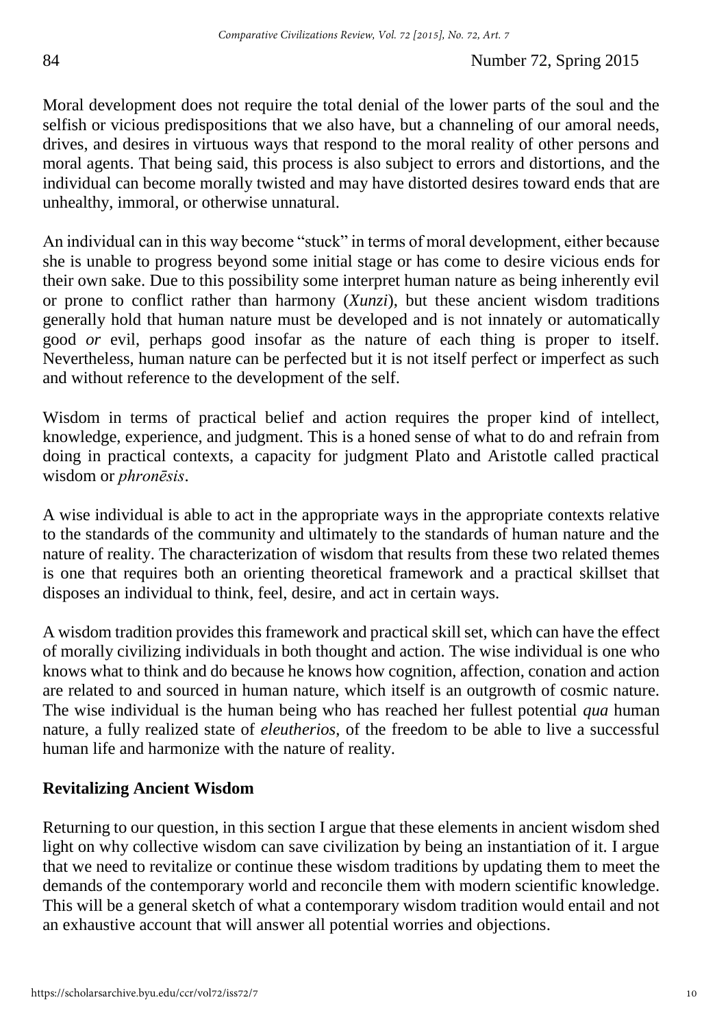Moral development does not require the total denial of the lower parts of the soul and the selfish or vicious predispositions that we also have, but a channeling of our amoral needs, drives, and desires in virtuous ways that respond to the moral reality of other persons and moral agents. That being said, this process is also subject to errors and distortions, and the individual can become morally twisted and may have distorted desires toward ends that are unhealthy, immoral, or otherwise unnatural.

An individual can in this way become "stuck" in terms of moral development, either because she is unable to progress beyond some initial stage or has come to desire vicious ends for their own sake. Due to this possibility some interpret human nature as being inherently evil or prone to conflict rather than harmony (*Xunzi*), but these ancient wisdom traditions generally hold that human nature must be developed and is not innately or automatically good *or* evil, perhaps good insofar as the nature of each thing is proper to itself. Nevertheless, human nature can be perfected but it is not itself perfect or imperfect as such and without reference to the development of the self.

Wisdom in terms of practical belief and action requires the proper kind of intellect, knowledge, experience, and judgment. This is a honed sense of what to do and refrain from doing in practical contexts, a capacity for judgment Plato and Aristotle called practical wisdom or *phronēsis*.

A wise individual is able to act in the appropriate ways in the appropriate contexts relative to the standards of the community and ultimately to the standards of human nature and the nature of reality. The characterization of wisdom that results from these two related themes is one that requires both an orienting theoretical framework and a practical skillset that disposes an individual to think, feel, desire, and act in certain ways.

A wisdom tradition provides this framework and practical skill set, which can have the effect of morally civilizing individuals in both thought and action. The wise individual is one who knows what to think and do because he knows how cognition, affection, conation and action are related to and sourced in human nature, which itself is an outgrowth of cosmic nature. The wise individual is the human being who has reached her fullest potential *qua* human nature, a fully realized state of *eleutherios*, of the freedom to be able to live a successful human life and harmonize with the nature of reality.

## Revitalizing Ancient Wisdom

Returning to our question, in this section I argue that these elements in ancient wisdom shed light on why collective wisdom can save civilization by being an instantiation of it. I argue that we need to revitalize or continue these wisdom traditions by updating them to meet the demands of the contemporary world and reconcile them with modern scientific knowledge. This will be a general sketch of what a contemporary wisdom tradition would entail and not an exhaustive account that will answer all potential worries and objections.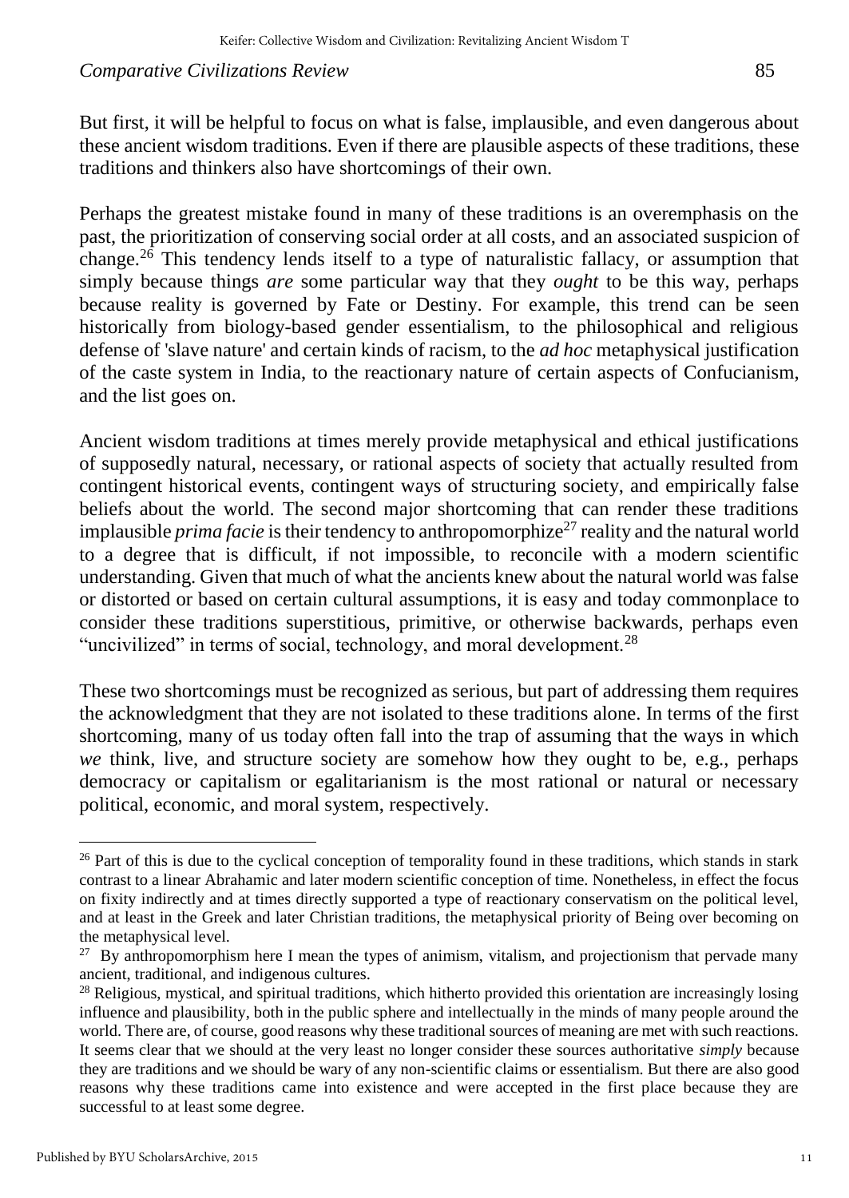But first, it will be helpful to focus on what is false, implausible, and even dangerous about these ancient wisdom traditions. Even if there are plausible aspects of these traditions, these traditions and thinkers also have shortcomings of their own.

Perhaps the greatest mistake found in many of these traditions is an overemphasis on the past, the prioritization of conserving social order at all costs, and an associated suspicion of change.[26] This tendency lends itself to a type of naturalistic fallacy, or assumption that simply because things *are* some particular way that they *ought* to be this way, perhaps because reality is governed by Fate or Destiny. For example, this trend can be seen historically from biology-based gender essentialism, to the philosophical and religious defense of 'slave nature' and certain kinds of racism, to the *ad hoc* metaphysical justification of the caste system in India, to the reactionary nature of certain aspects of Confucianism, and the list goes on.

Ancient wisdom traditions at times merely provide metaphysical and ethical justifications of supposedly natural, necessary, or rational aspects of society that actually resulted from contingent historical events, contingent ways of structuring society, and empirically false beliefs about the world. The second major shortcoming that can render these traditions implausible *prima facie* is their tendency to anthropomorphize[27] reality and the natural world to a degree that is difficult, if not impossible, to reconcile with a modern scientific understanding. Given that much of what the ancients knew about the natural world was false or distorted or based on certain cultural assumptions, it is easy and today commonplace to consider these traditions superstitious, primitive, or otherwise backwards, perhaps even "uncivilized" in terms of social, technology, and moral development.[28]

These two shortcomings must be recognized as serious, but part of addressing them requires the acknowledgment that they are not isolated to these traditions alone. In terms of the first shortcoming, many of us today often fall into the trap of assuming that the ways in which *we* think, live, and structure society are somehow how they ought to be, e.g., perhaps democracy or capitalism or egalitarianism is the most rational or natural or necessary political, economic, and moral system, respectively.

---

[26] Part of this is due to the cyclical conception of temporality found in these traditions, which stands in stark contrast to a linear Abrahamic and later modern scientific conception of time. Nonetheless, in effect the focus on fixity indirectly and at times directly supported a type of reactionary conservatism on the political level, and at least in the Greek and later Christian traditions, the metaphysical priority of Being over becoming on the metaphysical level.

[27] By anthropomorphism here I mean the types of animism, vitalism, and projectionism that pervade many ancient, traditional, and indigenous cultures.

[28] Religious, mystical, and spiritual traditions, which hitherto provided this orientation are increasingly losing influence and plausibility, both in the public sphere and intellectually in the minds of many people around the world. There are, of course, good reasons why these traditional sources of meaning are met with such reactions. It seems clear that we should at the very least no longer consider these sources authoritative *simply* because they are traditions and we should be wary of any non-scientific claims or essentialism. But there are also good reasons why these traditions came into existence and were accepted in the first place because they are successful to at least some degree.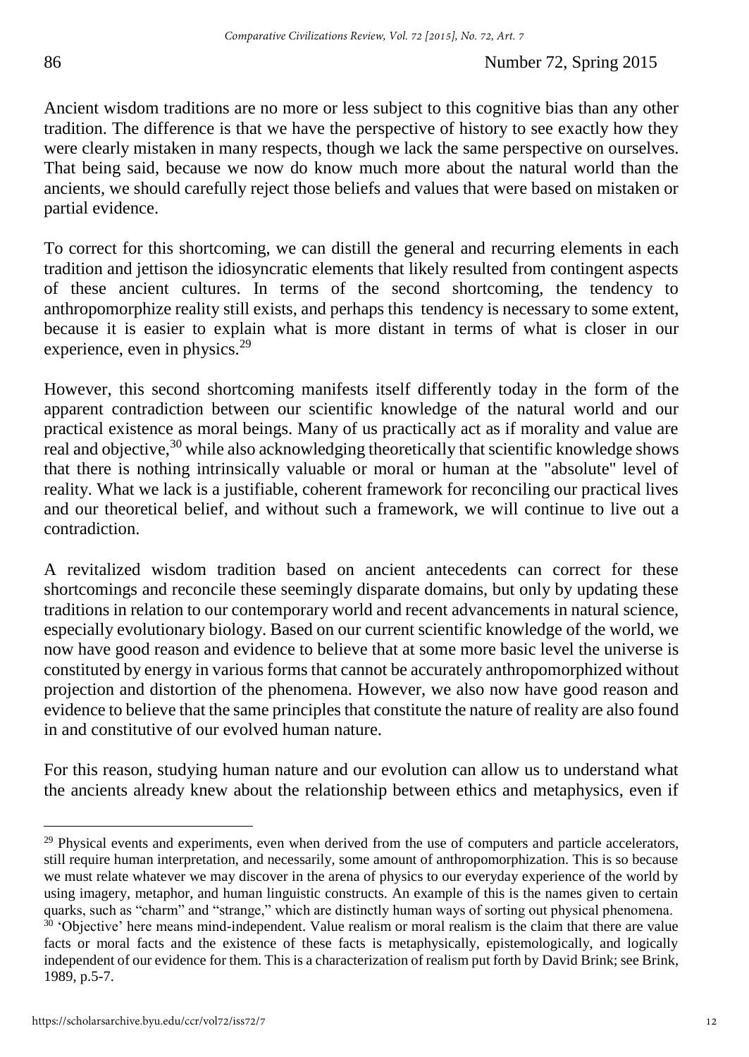Ancient wisdom traditions are no more or less subject to this cognitive bias than any other tradition. The difference is that we have the perspective of history to see exactly how they were clearly mistaken in many respects, though we lack the same perspective on ourselves. That being said, because we now do know much more about the natural world than the ancients, we should carefully reject those beliefs and values that were based on mistaken or partial evidence.

To correct for this shortcoming, we can distill the general and recurring elements in each tradition and jettison the idiosyncratic elements that likely resulted from contingent aspects of these ancient cultures. In terms of the second shortcoming, the tendency to anthropomorphize reality still exists, and perhaps this tendency is necessary to some extent, because it is easier to explain what is more distant in terms of what is closer in our experience, even in physics.[29]

However, this second shortcoming manifests itself differently today in the form of the apparent contradiction between our scientific knowledge of the natural world and our practical existence as moral beings. Many of us practically act as if morality and value are real and objective,[30] while also acknowledging theoretically that scientific knowledge shows that there is nothing intrinsically valuable or moral or human at the "absolute" level of reality. What we lack is a justifiable, coherent framework for reconciling our practical lives and our theoretical belief, and without such a framework, we will continue to live out a contradiction.

A revitalized wisdom tradition based on ancient antecedents can correct for these shortcomings and reconcile these seemingly disparate domains, but only by updating these traditions in relation to our contemporary world and recent advancements in natural science, especially evolutionary biology. Based on our current scientific knowledge of the world, we now have good reason and evidence to believe that at some more basic level the universe is constituted by energy in various forms that cannot be accurately anthropomorphized without projection and distortion of the phenomena. However, we also now have good reason and evidence to believe that the same principles that constitute the nature of reality are also found in and constitutive of our evolved human nature.

For this reason, studying human nature and our evolution can allow us to understand what the ancients already knew about the relationship between ethics and metaphysics, even if

---

[29] Physical events and experiments, even when derived from the use of computers and particle accelerators, still require human interpretation, and necessarily, some amount of anthropomorphization. This is so because we must relate whatever we may discover in the arena of physics to our everyday experience of the world by using imagery, metaphor, and human linguistic constructs. An example of this is the names given to certain quarks, such as "charm" and "strange," which are distinctly human ways of sorting out physical phenomena.

[30] 'Objective' here means mind-independent. Value realism or moral realism is the claim that there are value facts or moral facts and the existence of these facts is metaphysically, epistemologically, and logically independent of our evidence for them. This is a characterization of realism put forth by David Brink; see Brink, 1989, p.5-7.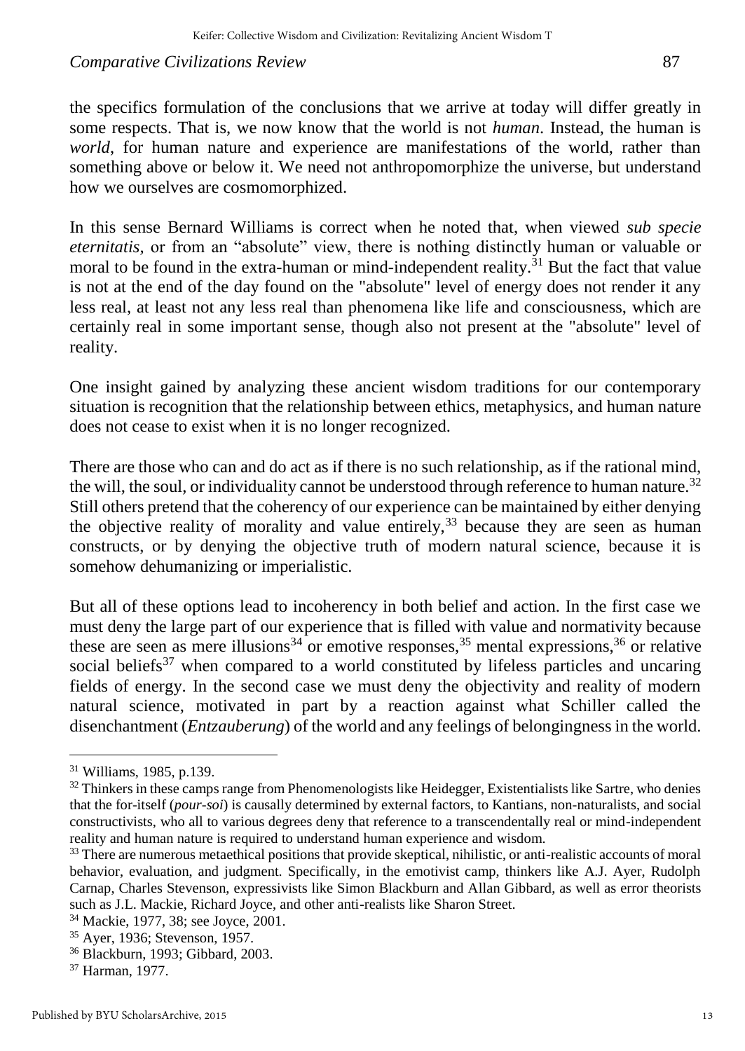the specifics formulation of the conclusions that we arrive at today will differ greatly in some respects. That is, we now know that the world is not *human*. Instead, the human is *world*, for human nature and experience are manifestations of the world, rather than something above or below it. We need not anthropomorphize the universe, but understand how we ourselves are cosmomorphized.

In this sense Bernard Williams is correct when he noted that, when viewed *sub specie eternitatis*, or from an "absolute" view, there is nothing distinctly human or valuable or moral to be found in the extra-human or mind-independent reality.[31] But the fact that value is not at the end of the day found on the "absolute" level of energy does not render it any less real, at least not any less real than phenomena like life and consciousness, which are certainly real in some important sense, though also not present at the "absolute" level of reality.

One insight gained by analyzing these ancient wisdom traditions for our contemporary situation is recognition that the relationship between ethics, metaphysics, and human nature does not cease to exist when it is no longer recognized.

There are those who can and do act as if there is no such relationship, as if the rational mind, the will, the soul, or individuality cannot be understood through reference to human nature.[32] Still others pretend that the coherency of our experience can be maintained by either denying the objective reality of morality and value entirely,[33] because they are seen as human constructs, or by denying the objective truth of modern natural science, because it is somehow dehumanizing or imperialistic.

But all of these options lead to incoherency in both belief and action. In the first case we must deny the large part of our experience that is filled with value and normativity because these are seen as mere illusions[34] or emotive responses,[35] mental expressions,[36] or relative social beliefs[37] when compared to a world constituted by lifeless particles and uncaring fields of energy. In the second case we must deny the objectivity and reality of modern natural science, motivated in part by a reaction against what Schiller called the disenchantment (*Entzauberung*) of the world and any feelings of belongingness in the world.

---

[31] Williams, 1985, p.139.

[32] Thinkers in these camps range from Phenomenologists like Heidegger, Existentialists like Sartre, who denies that the for-itself (*pour-soi*) is causally determined by external factors, to Kantians, non-naturalists, and social constructivists, who all to various degrees deny that reference to a transcendentally real or mind-independent reality and human nature is required to understand human experience and wisdom.

[33] There are numerous metaethical positions that provide skeptical, nihilistic, or anti-realistic accounts of moral behavior, evaluation, and judgment. Specifically, in the emotivist camp, thinkers like A.J. Ayer, Rudolph Carnap, Charles Stevenson, expressivists like Simon Blackburn and Allan Gibbard, as well as error theorists such as J.L. Mackie, Richard Joyce, and other anti-realists like Sharon Street.

[34] Mackie, 1977, 38; see Joyce, 2001.

[35] Ayer, 1936; Stevenson, 1957.

[36] Blackburn, 1993; Gibbard, 2003.

[37] Harman, 1977.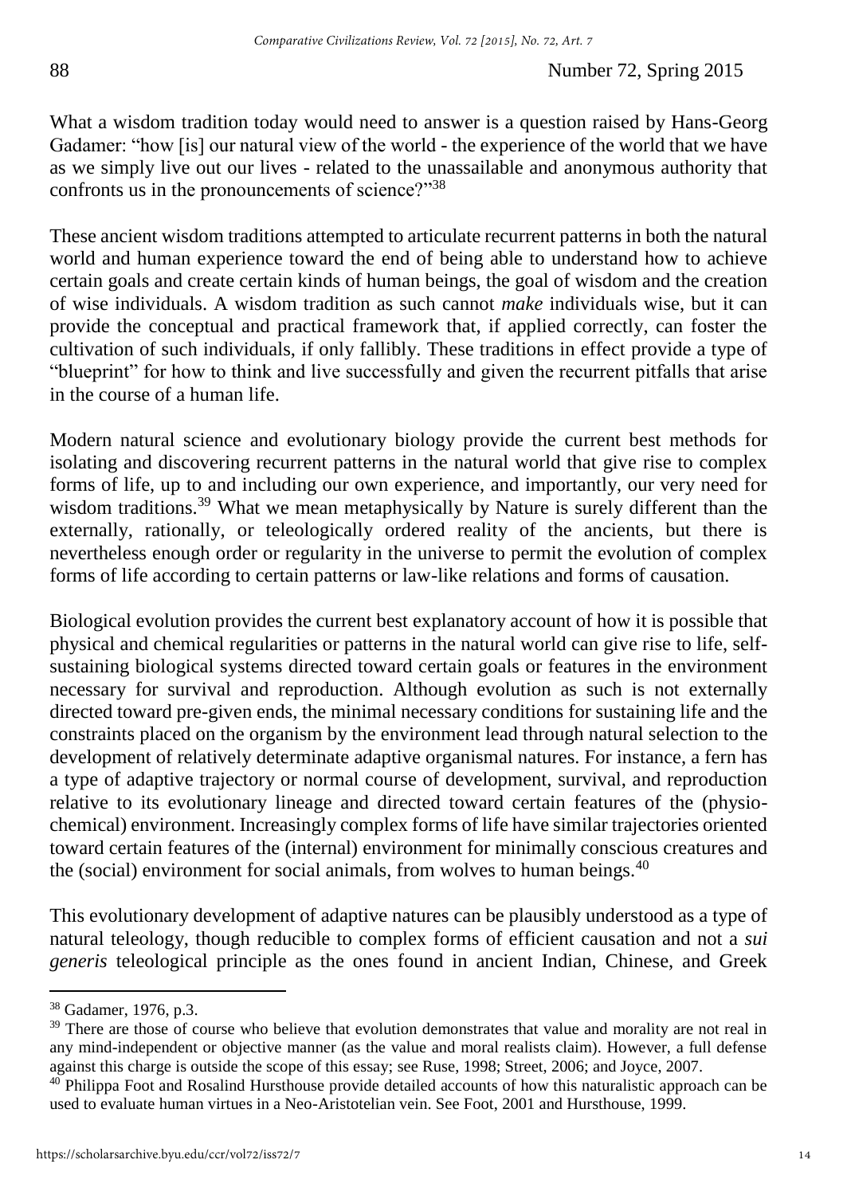What a wisdom tradition today would need to answer is a question raised by Hans-Georg Gadamer: "how [is] our natural view of the world - the experience of the world that we have as we simply live out our lives - related to the unassailable and anonymous authority that confronts us in the pronouncements of science?"[38]

These ancient wisdom traditions attempted to articulate recurrent patterns in both the natural world and human experience toward the end of being able to understand how to achieve certain goals and create certain kinds of human beings, the goal of wisdom and the creation of wise individuals. A wisdom tradition as such cannot *make* individuals wise, but it can provide the conceptual and practical framework that, if applied correctly, can foster the cultivation of such individuals, if only fallibly. These traditions in effect provide a type of "blueprint" for how to think and live successfully and given the recurrent pitfalls that arise in the course of a human life.

Modern natural science and evolutionary biology provide the current best methods for isolating and discovering recurrent patterns in the natural world that give rise to complex forms of life, up to and including our own experience, and importantly, our very need for wisdom traditions.[39] What we mean metaphysically by Nature is surely different than the externally, rationally, or teleologically ordered reality of the ancients, but there is nevertheless enough order or regularity in the universe to permit the evolution of complex forms of life according to certain patterns or law-like relations and forms of causation.

Biological evolution provides the current best explanatory account of how it is possible that physical and chemical regularities or patterns in the natural world can give rise to life, self-sustaining biological systems directed toward certain goals or features in the environment necessary for survival and reproduction. Although evolution as such is not externally directed toward pre-given ends, the minimal necessary conditions for sustaining life and the constraints placed on the organism by the environment lead through natural selection to the development of relatively determinate adaptive organismal natures. For instance, a fern has a type of adaptive trajectory or normal course of development, survival, and reproduction relative to its evolutionary lineage and directed toward certain features of the (physio-chemical) environment. Increasingly complex forms of life have similar trajectories oriented toward certain features of the (internal) environment for minimally conscious creatures and the (social) environment for social animals, from wolves to human beings.[40]

This evolutionary development of adaptive natures can be plausibly understood as a type of natural teleology, though reducible to complex forms of efficient causation and not a *sui generis* teleological principle as the ones found in ancient Indian, Chinese, and Greek

---

[38] Gadamer, 1976, p.3.

[39] There are those of course who believe that evolution demonstrates that value and morality are not real in any mind-independent or objective manner (as the value and moral realists claim). However, a full defense against this charge is outside the scope of this essay; see Ruse, 1998; Street, 2006; and Joyce, 2007.

[40] Philippa Foot and Rosalind Hursthouse provide detailed accounts of how this naturalistic approach can be used to evaluate human virtues in a Neo-Aristotelian vein. See Foot, 2001 and Hursthouse, 1999.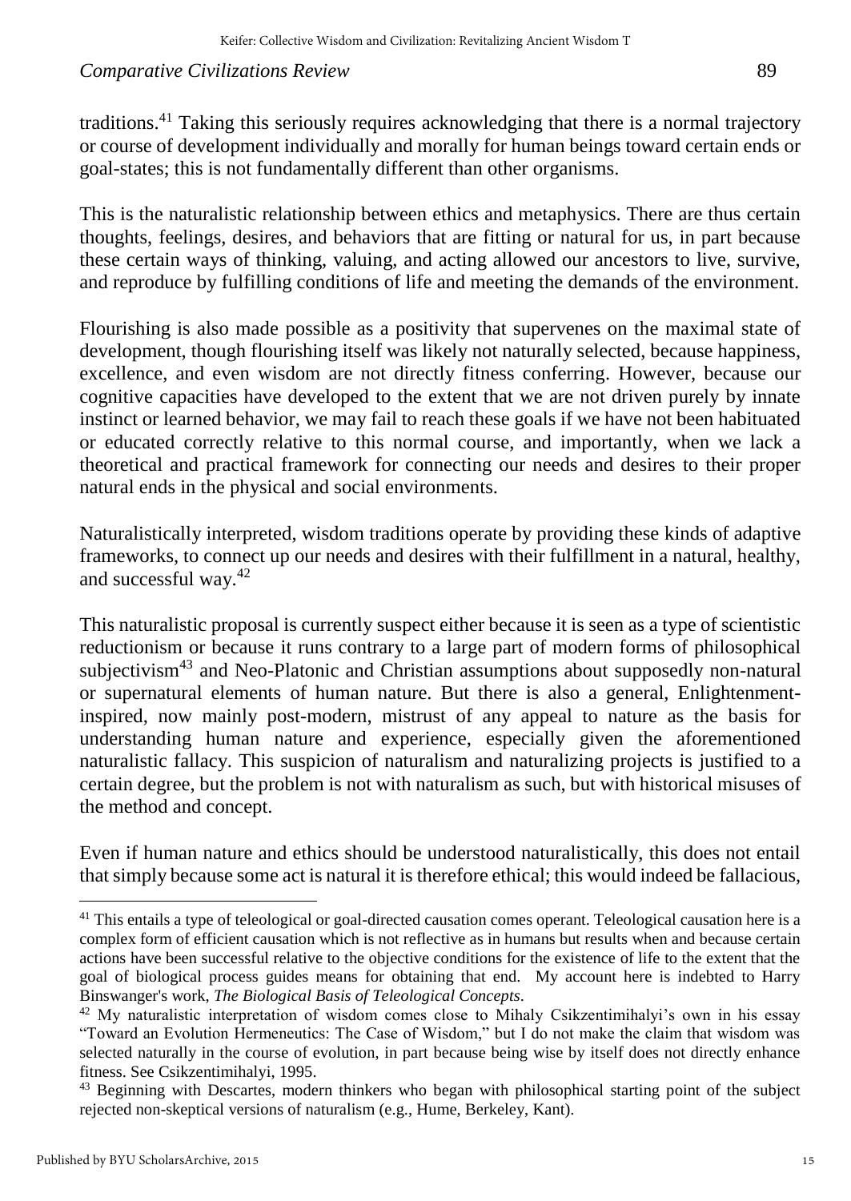traditions.[41] Taking this seriously requires acknowledging that there is a normal trajectory or course of development individually and morally for human beings toward certain ends or goal-states; this is not fundamentally different than other organisms.

This is the naturalistic relationship between ethics and metaphysics. There are thus certain thoughts, feelings, desires, and behaviors that are fitting or natural for us, in part because these certain ways of thinking, valuing, and acting allowed our ancestors to live, survive, and reproduce by fulfilling conditions of life and meeting the demands of the environment.

Flourishing is also made possible as a positivity that supervenes on the maximal state of development, though flourishing itself was likely not naturally selected, because happiness, excellence, and even wisdom are not directly fitness conferring. However, because our cognitive capacities have developed to the extent that we are not driven purely by innate instinct or learned behavior, we may fail to reach these goals if we have not been habituated or educated correctly relative to this normal course, and importantly, when we lack a theoretical and practical framework for connecting our needs and desires to their proper natural ends in the physical and social environments.

Naturalistically interpreted, wisdom traditions operate by providing these kinds of adaptive frameworks, to connect up our needs and desires with their fulfillment in a natural, healthy, and successful way.[42]

This naturalistic proposal is currently suspect either because it is seen as a type of scientistic reductionism or because it runs contrary to a large part of modern forms of philosophical subjectivism[43] and Neo-Platonic and Christian assumptions about supposedly non-natural or supernatural elements of human nature. But there is also a general, Enlightenment-inspired, now mainly post-modern, mistrust of any appeal to nature as the basis for understanding human nature and experience, especially given the aforementioned naturalistic fallacy. This suspicion of naturalism and naturalizing projects is justified to a certain degree, but the problem is not with naturalism as such, but with historical misuses of the method and concept.

Even if human nature and ethics should be understood naturalistically, this does not entail that simply because some act is natural it is therefore ethical; this would indeed be fallacious,

---

[41] This entails a type of teleological or goal-directed causation comes operant. Teleological causation here is a complex form of efficient causation which is not reflective as in humans but results when and because certain actions have been successful relative to the objective conditions for the existence of life to the extent that the goal of biological process guides means for obtaining that end. My account here is indebted to Harry Binswanger's work, *The Biological Basis of Teleological Concepts*.

[42] My naturalistic interpretation of wisdom comes close to Mihaly Csikzentimihalyi's own in his essay "Toward an Evolution Hermeneutics: The Case of Wisdom," but I do not make the claim that wisdom was selected naturally in the course of evolution, in part because being wise by itself does not directly enhance fitness. See Csikzentimihalyi, 1995.

[43] Beginning with Descartes, modern thinkers who began with philosophical starting point of the subject rejected non-skeptical versions of naturalism (e.g., Hume, Berkeley, Kant).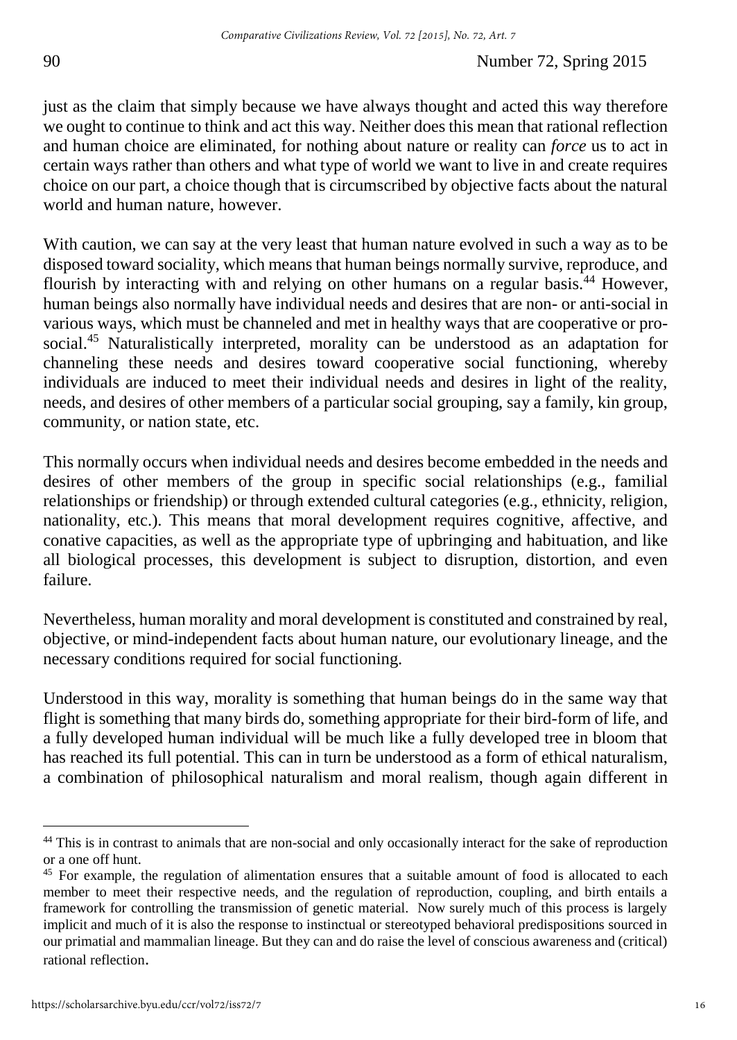just as the claim that simply because we have always thought and acted this way therefore we ought to continue to think and act this way. Neither does this mean that rational reflection and human choice are eliminated, for nothing about nature or reality can *force* us to act in certain ways rather than others and what type of world we want to live in and create requires choice on our part, a choice though that is circumscribed by objective facts about the natural world and human nature, however.

With caution, we can say at the very least that human nature evolved in such a way as to be disposed toward sociality, which means that human beings normally survive, reproduce, and flourish by interacting with and relying on other humans on a regular basis.[44] However, human beings also normally have individual needs and desires that are non- or anti-social in various ways, which must be channeled and met in healthy ways that are cooperative or pro-social.[45] Naturalistically interpreted, morality can be understood as an adaptation for channeling these needs and desires toward cooperative social functioning, whereby individuals are induced to meet their individual needs and desires in light of the reality, needs, and desires of other members of a particular social grouping, say a family, kin group, community, or nation state, etc.

This normally occurs when individual needs and desires become embedded in the needs and desires of other members of the group in specific social relationships (e.g., familial relationships or friendship) or through extended cultural categories (e.g., ethnicity, religion, nationality, etc.). This means that moral development requires cognitive, affective, and conative capacities, as well as the appropriate type of upbringing and habituation, and like all biological processes, this development is subject to disruption, distortion, and even failure.

Nevertheless, human morality and moral development is constituted and constrained by real, objective, or mind-independent facts about human nature, our evolutionary lineage, and the necessary conditions required for social functioning.

Understood in this way, morality is something that human beings do in the same way that flight is something that many birds do, something appropriate for their bird-form of life, and a fully developed human individual will be much like a fully developed tree in bloom that has reached its full potential. This can in turn be understood as a form of ethical naturalism, a combination of philosophical naturalism and moral realism, though again different in

---

[44] This is in contrast to animals that are non-social and only occasionally interact for the sake of reproduction or a one off hunt.

[45] For example, the regulation of alimentation ensures that a suitable amount of food is allocated to each member to meet their respective needs, and the regulation of reproduction, coupling, and birth entails a framework for controlling the transmission of genetic material. Now surely much of this process is largely implicit and much of it is also the response to instinctual or stereotyped behavioral predispositions sourced in our primatial and mammalian lineage. But they can and do raise the level of conscious awareness and (critical) rational reflection.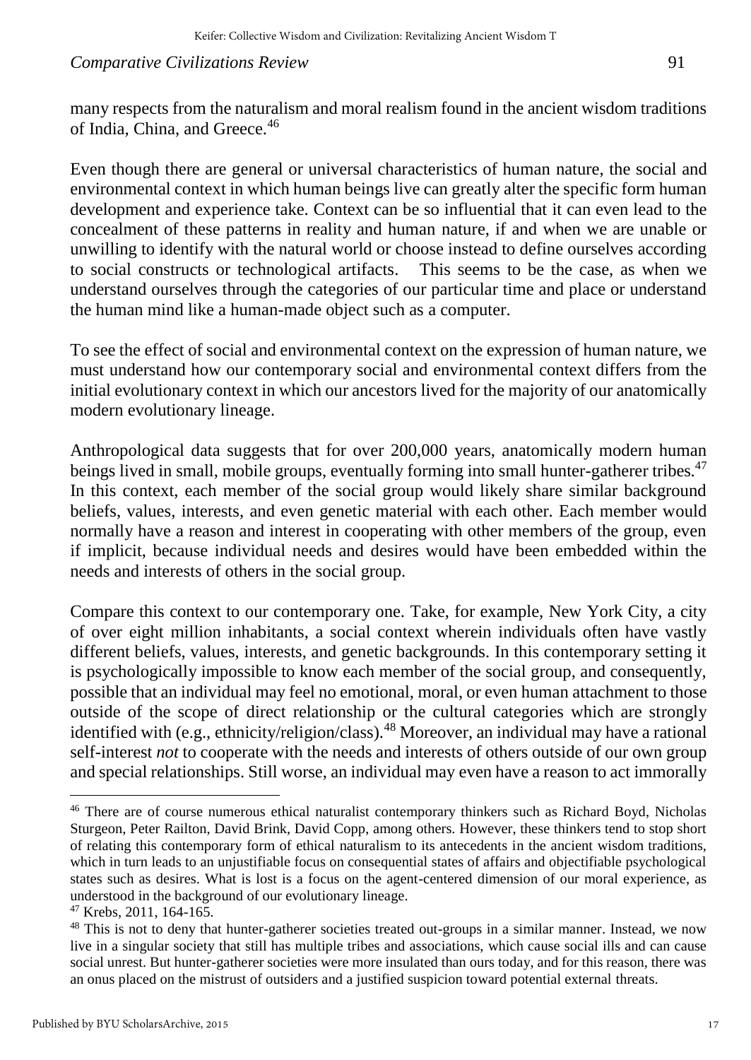many respects from the naturalism and moral realism found in the ancient wisdom traditions of India, China, and Greece.[46]

Even though there are general or universal characteristics of human nature, the social and environmental context in which human beings live can greatly alter the specific form human development and experience take. Context can be so influential that it can even lead to the concealment of these patterns in reality and human nature, if and when we are unable or unwilling to identify with the natural world or choose instead to define ourselves according to social constructs or technological artifacts. This seems to be the case, as when we understand ourselves through the categories of our particular time and place or understand the human mind like a human-made object such as a computer.

To see the effect of social and environmental context on the expression of human nature, we must understand how our contemporary social and environmental context differs from the initial evolutionary context in which our ancestors lived for the majority of our anatomically modern evolutionary lineage.

Anthropological data suggests that for over 200,000 years, anatomically modern human beings lived in small, mobile groups, eventually forming into small hunter-gatherer tribes.[47] In this context, each member of the social group would likely share similar background beliefs, values, interests, and even genetic material with each other. Each member would normally have a reason and interest in cooperating with other members of the group, even if implicit, because individual needs and desires would have been embedded within the needs and interests of others in the social group.

Compare this context to our contemporary one. Take, for example, New York City, a city of over eight million inhabitants, a social context wherein individuals often have vastly different beliefs, values, interests, and genetic backgrounds. In this contemporary setting it is psychologically impossible to know each member of the social group, and consequently, possible that an individual may feel no emotional, moral, or even human attachment to those outside of the scope of direct relationship or the cultural categories which are strongly identified with (e.g., ethnicity/religion/class).[48] Moreover, an individual may have a rational self-interest *not* to cooperate with the needs and interests of others outside of our own group and special relationships. Still worse, an individual may even have a reason to act immorally

---

[46] There are of course numerous ethical naturalist contemporary thinkers such as Richard Boyd, Nicholas Sturgeon, Peter Railton, David Brink, David Copp, among others. However, these thinkers tend to stop short of relating this contemporary form of ethical naturalism to its antecedents in the ancient wisdom traditions, which in turn leads to an unjustifiable focus on consequential states of affairs and objectifiable psychological states such as desires. What is lost is a focus on the agent-centered dimension of our moral experience, as understood in the background of our evolutionary lineage.

[47] Krebs, 2011, 164-165.

[48] This is not to deny that hunter-gatherer societies treated out-groups in a similar manner. Instead, we now live in a singular society that still has multiple tribes and associations, which cause social ills and can cause social unrest. But hunter-gatherer societies were more insulated than ours today, and for this reason, there was an onus placed on the mistrust of outsiders and a justified suspicion toward potential external threats.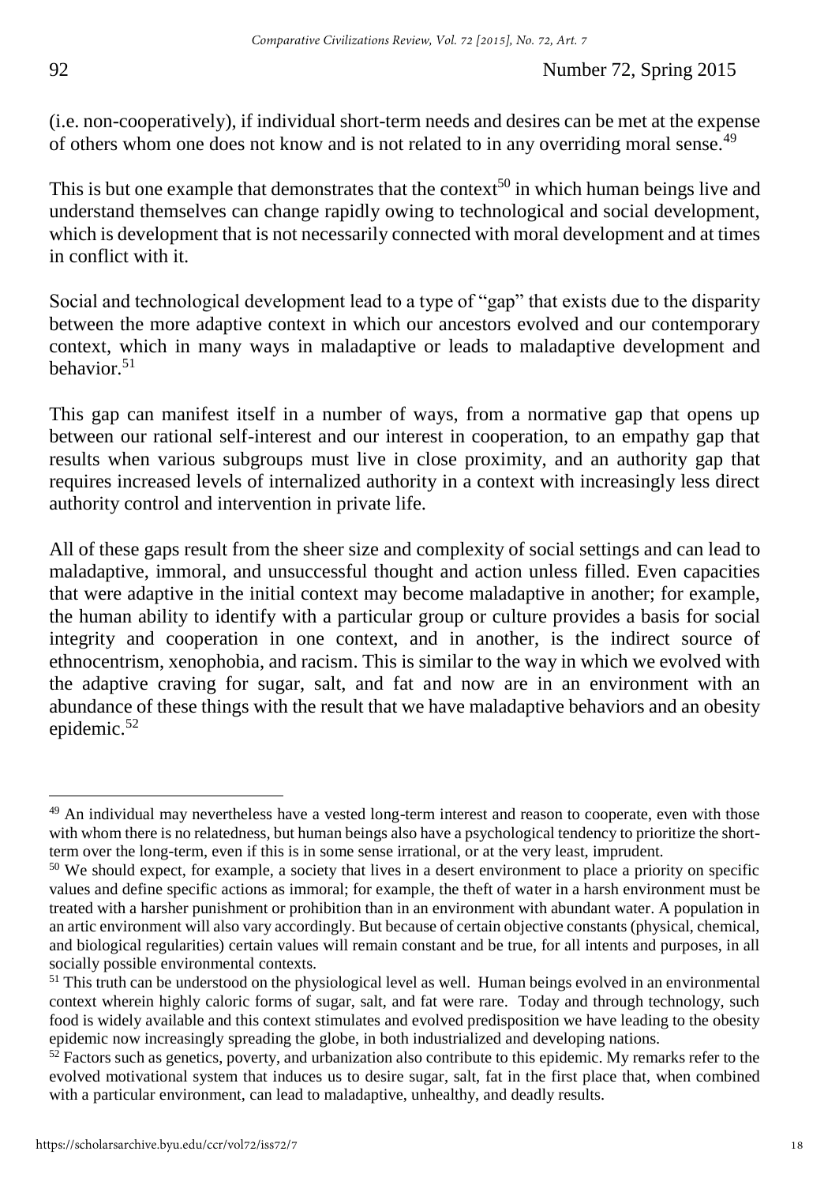(i.e. non-cooperatively), if individual short-term needs and desires can be met at the expense of others whom one does not know and is not related to in any overriding moral sense.[49]

This is but one example that demonstrates that the context[50] in which human beings live and understand themselves can change rapidly owing to technological and social development, which is development that is not necessarily connected with moral development and at times in conflict with it.

Social and technological development lead to a type of "gap" that exists due to the disparity between the more adaptive context in which our ancestors evolved and our contemporary context, which in many ways in maladaptive or leads to maladaptive development and behavior.[51]

This gap can manifest itself in a number of ways, from a normative gap that opens up between our rational self-interest and our interest in cooperation, to an empathy gap that results when various subgroups must live in close proximity, and an authority gap that requires increased levels of internalized authority in a context with increasingly less direct authority control and intervention in private life.

All of these gaps result from the sheer size and complexity of social settings and can lead to maladaptive, immoral, and unsuccessful thought and action unless filled. Even capacities that were adaptive in the initial context may become maladaptive in another; for example, the human ability to identify with a particular group or culture provides a basis for social integrity and cooperation in one context, and in another, is the indirect source of ethnocentrism, xenophobia, and racism. This is similar to the way in which we evolved with the adaptive craving for sugar, salt, and fat and now are in an environment with an abundance of these things with the result that we have maladaptive behaviors and an obesity epidemic.[52]

---

[49] An individual may nevertheless have a vested long-term interest and reason to cooperate, even with those with whom there is no relatedness, but human beings also have a psychological tendency to prioritize the short-term over the long-term, even if this is in some sense irrational, or at the very least, imprudent.

[50] We should expect, for example, a society that lives in a desert environment to place a priority on specific values and define specific actions as immoral; for example, the theft of water in a harsh environment must be treated with a harsher punishment or prohibition than in an environment with abundant water. A population in an artic environment will also vary accordingly. But because of certain objective constants (physical, chemical, and biological regularities) certain values will remain constant and be true, for all intents and purposes, in all socially possible environmental contexts.

[51] This truth can be understood on the physiological level as well. Human beings evolved in an environmental context wherein highly caloric forms of sugar, salt, and fat were rare. Today and through technology, such food is widely available and this context stimulates and evolved predisposition we have leading to the obesity epidemic now increasingly spreading the globe, in both industrialized and developing nations.

[52] Factors such as genetics, poverty, and urbanization also contribute to this epidemic. My remarks refer to the evolved motivational system that induces us to desire sugar, salt, fat in the first place that, when combined with a particular environment, can lead to maladaptive, unhealthy, and deadly results.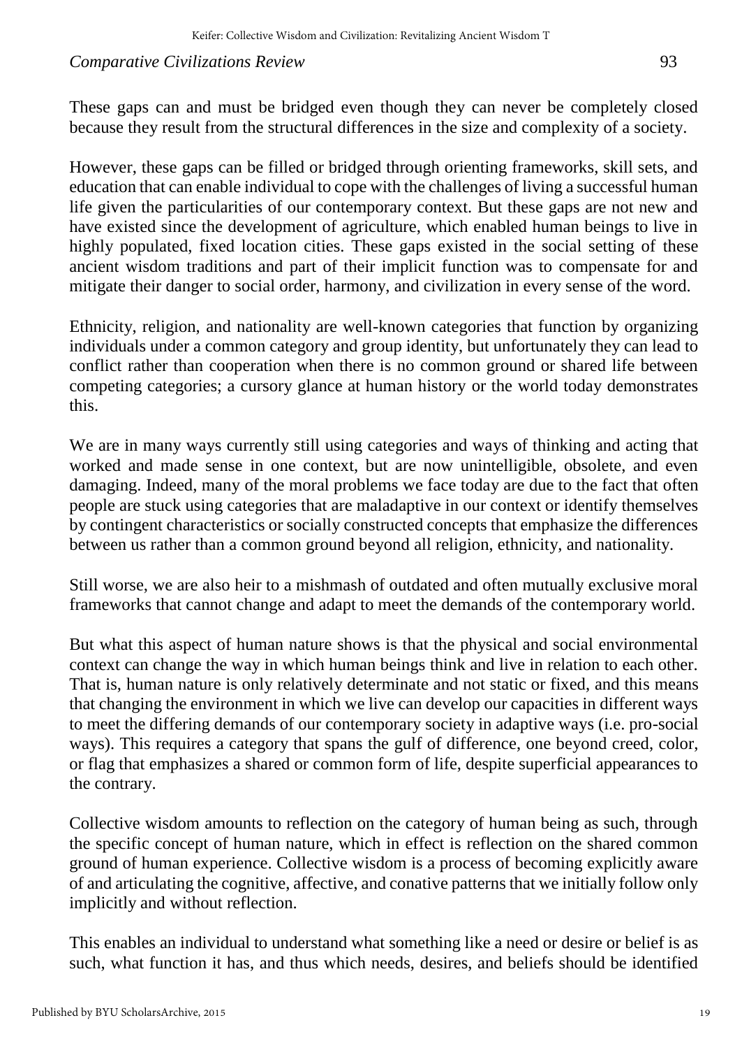These gaps can and must be bridged even though they can never be completely closed because they result from the structural differences in the size and complexity of a society.

However, these gaps can be filled or bridged through orienting frameworks, skill sets, and education that can enable individual to cope with the challenges of living a successful human life given the particularities of our contemporary context. But these gaps are not new and have existed since the development of agriculture, which enabled human beings to live in highly populated, fixed location cities. These gaps existed in the social setting of these ancient wisdom traditions and part of their implicit function was to compensate for and mitigate their danger to social order, harmony, and civilization in every sense of the word.

Ethnicity, religion, and nationality are well-known categories that function by organizing individuals under a common category and group identity, but unfortunately they can lead to conflict rather than cooperation when there is no common ground or shared life between competing categories; a cursory glance at human history or the world today demonstrates this.

We are in many ways currently still using categories and ways of thinking and acting that worked and made sense in one context, but are now unintelligible, obsolete, and even damaging. Indeed, many of the moral problems we face today are due to the fact that often people are stuck using categories that are maladaptive in our context or identify themselves by contingent characteristics or socially constructed concepts that emphasize the differences between us rather than a common ground beyond all religion, ethnicity, and nationality.

Still worse, we are also heir to a mishmash of outdated and often mutually exclusive moral frameworks that cannot change and adapt to meet the demands of the contemporary world.

But what this aspect of human nature shows is that the physical and social environmental context can change the way in which human beings think and live in relation to each other. That is, human nature is only relatively determinate and not static or fixed, and this means that changing the environment in which we live can develop our capacities in different ways to meet the differing demands of our contemporary society in adaptive ways (i.e. pro-social ways). This requires a category that spans the gulf of difference, one beyond creed, color, or flag that emphasizes a shared or common form of life, despite superficial appearances to the contrary.

Collective wisdom amounts to reflection on the category of human being as such, through the specific concept of human nature, which in effect is reflection on the shared common ground of human experience. Collective wisdom is a process of becoming explicitly aware of and articulating the cognitive, affective, and conative patterns that we initially follow only implicitly and without reflection.

This enables an individual to understand what something like a need or desire or belief is as such, what function it has, and thus which needs, desires, and beliefs should be identified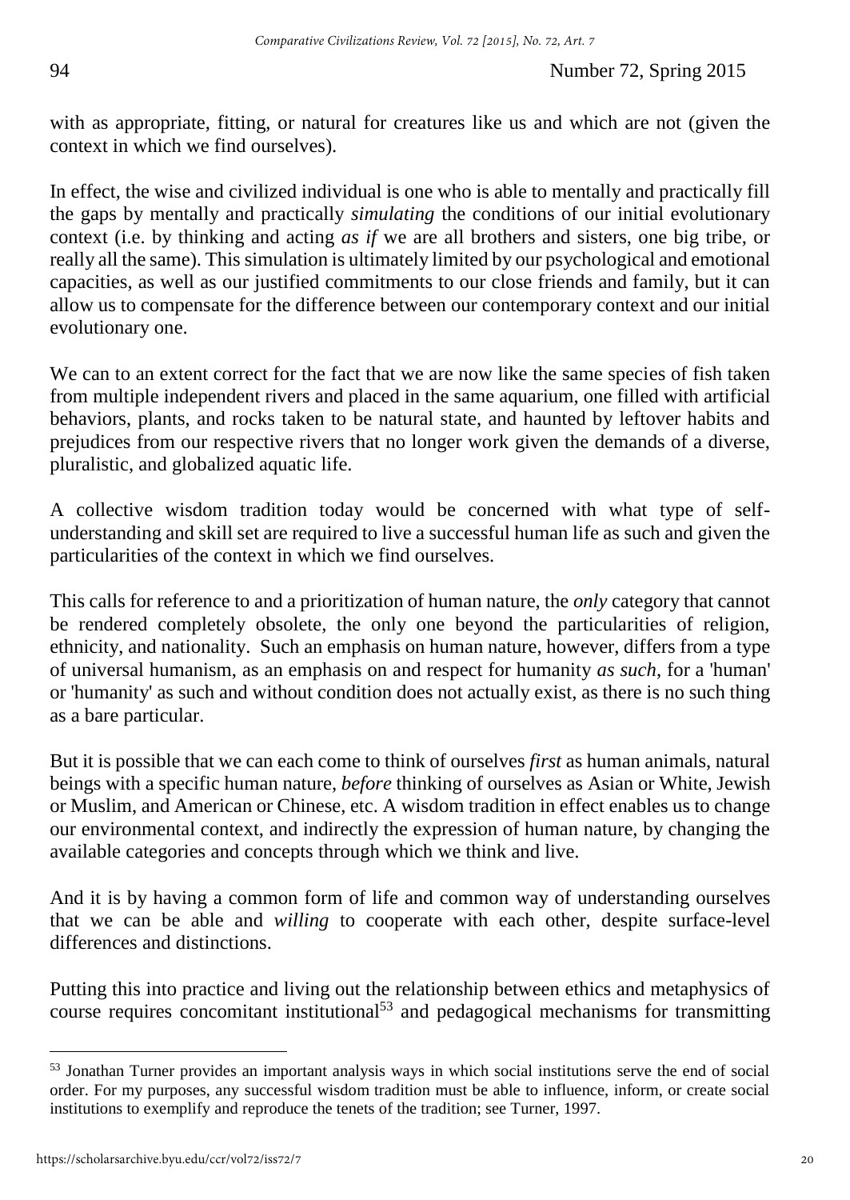with as appropriate, fitting, or natural for creatures like us and which are not (given the context in which we find ourselves).

In effect, the wise and civilized individual is one who is able to mentally and practically fill the gaps by mentally and practically *simulating* the conditions of our initial evolutionary context (i.e. by thinking and acting *as if* we are all brothers and sisters, one big tribe, or really all the same). This simulation is ultimately limited by our psychological and emotional capacities, as well as our justified commitments to our close friends and family, but it can allow us to compensate for the difference between our contemporary context and our initial evolutionary one.

We can to an extent correct for the fact that we are now like the same species of fish taken from multiple independent rivers and placed in the same aquarium, one filled with artificial behaviors, plants, and rocks taken to be natural state, and haunted by leftover habits and prejudices from our respective rivers that no longer work given the demands of a diverse, pluralistic, and globalized aquatic life.

A collective wisdom tradition today would be concerned with what type of self-understanding and skill set are required to live a successful human life as such and given the particularities of the context in which we find ourselves.

This calls for reference to and a prioritization of human nature, the *only* category that cannot be rendered completely obsolete, the only one beyond the particularities of religion, ethnicity, and nationality. Such an emphasis on human nature, however, differs from a type of universal humanism, as an emphasis on and respect for humanity *as such*, for a 'human' or 'humanity' as such and without condition does not actually exist, as there is no such thing as a bare particular.

But it is possible that we can each come to think of ourselves *first* as human animals, natural beings with a specific human nature, *before* thinking of ourselves as Asian or White, Jewish or Muslim, and American or Chinese, etc. A wisdom tradition in effect enables us to change our environmental context, and indirectly the expression of human nature, by changing the available categories and concepts through which we think and live.

And it is by having a common form of life and common way of understanding ourselves that we can be able and *willing* to cooperate with each other, despite surface-level differences and distinctions.

Putting this into practice and living out the relationship between ethics and metaphysics of course requires concomitant institutional[53] and pedagogical mechanisms for transmitting

---

[53] Jonathan Turner provides an important analysis ways in which social institutions serve the end of social order. For my purposes, any successful wisdom tradition must be able to influence, inform, or create social institutions to exemplify and reproduce the tenets of the tradition; see Turner, 1997.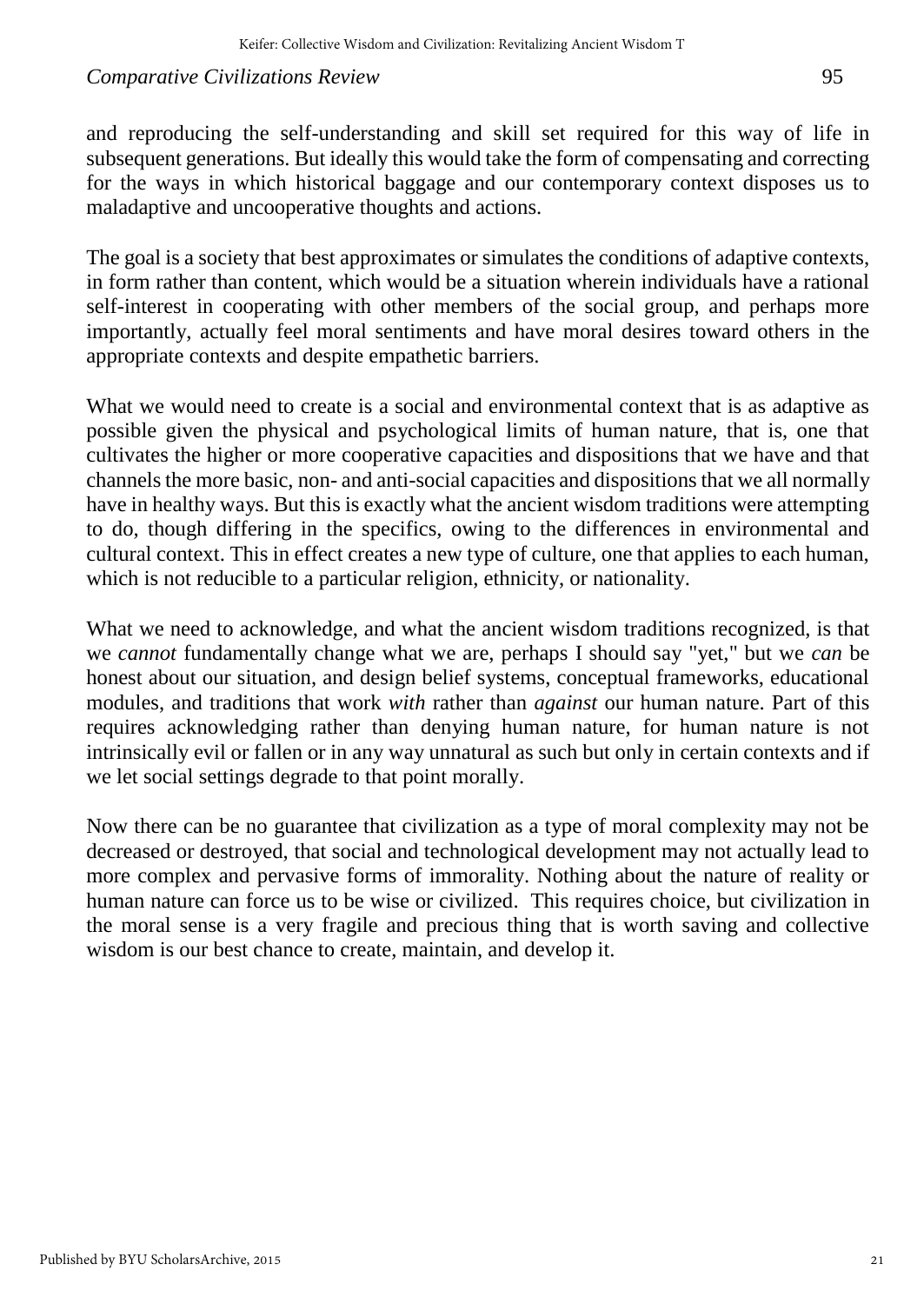and reproducing the self-understanding and skill set required for this way of life in subsequent generations. But ideally this would take the form of compensating and correcting for the ways in which historical baggage and our contemporary context disposes us to maladaptive and uncooperative thoughts and actions.

The goal is a society that best approximates or simulates the conditions of adaptive contexts, in form rather than content, which would be a situation wherein individuals have a rational self-interest in cooperating with other members of the social group, and perhaps more importantly, actually feel moral sentiments and have moral desires toward others in the appropriate contexts and despite empathetic barriers.

What we would need to create is a social and environmental context that is as adaptive as possible given the physical and psychological limits of human nature, that is, one that cultivates the higher or more cooperative capacities and dispositions that we have and that channels the more basic, non- and anti-social capacities and dispositions that we all normally have in healthy ways. But this is exactly what the ancient wisdom traditions were attempting to do, though differing in the specifics, owing to the differences in environmental and cultural context. This in effect creates a new type of culture, one that applies to each human, which is not reducible to a particular religion, ethnicity, or nationality.

What we need to acknowledge, and what the ancient wisdom traditions recognized, is that we *cannot* fundamentally change what we are, perhaps I should say "yet," but we *can* be honest about our situation, and design belief systems, conceptual frameworks, educational modules, and traditions that work *with* rather than *against* our human nature. Part of this requires acknowledging rather than denying human nature, for human nature is not intrinsically evil or fallen or in any way unnatural as such but only in certain contexts and if we let social settings degrade to that point morally.

Now there can be no guarantee that civilization as a type of moral complexity may not be decreased or destroyed, that social and technological development may not actually lead to more complex and pervasive forms of immorality. Nothing about the nature of reality or human nature can force us to be wise or civilized. This requires choice, but civilization in the moral sense is a very fragile and precious thing that is worth saving and collective wisdom is our best chance to create, maintain, and develop it.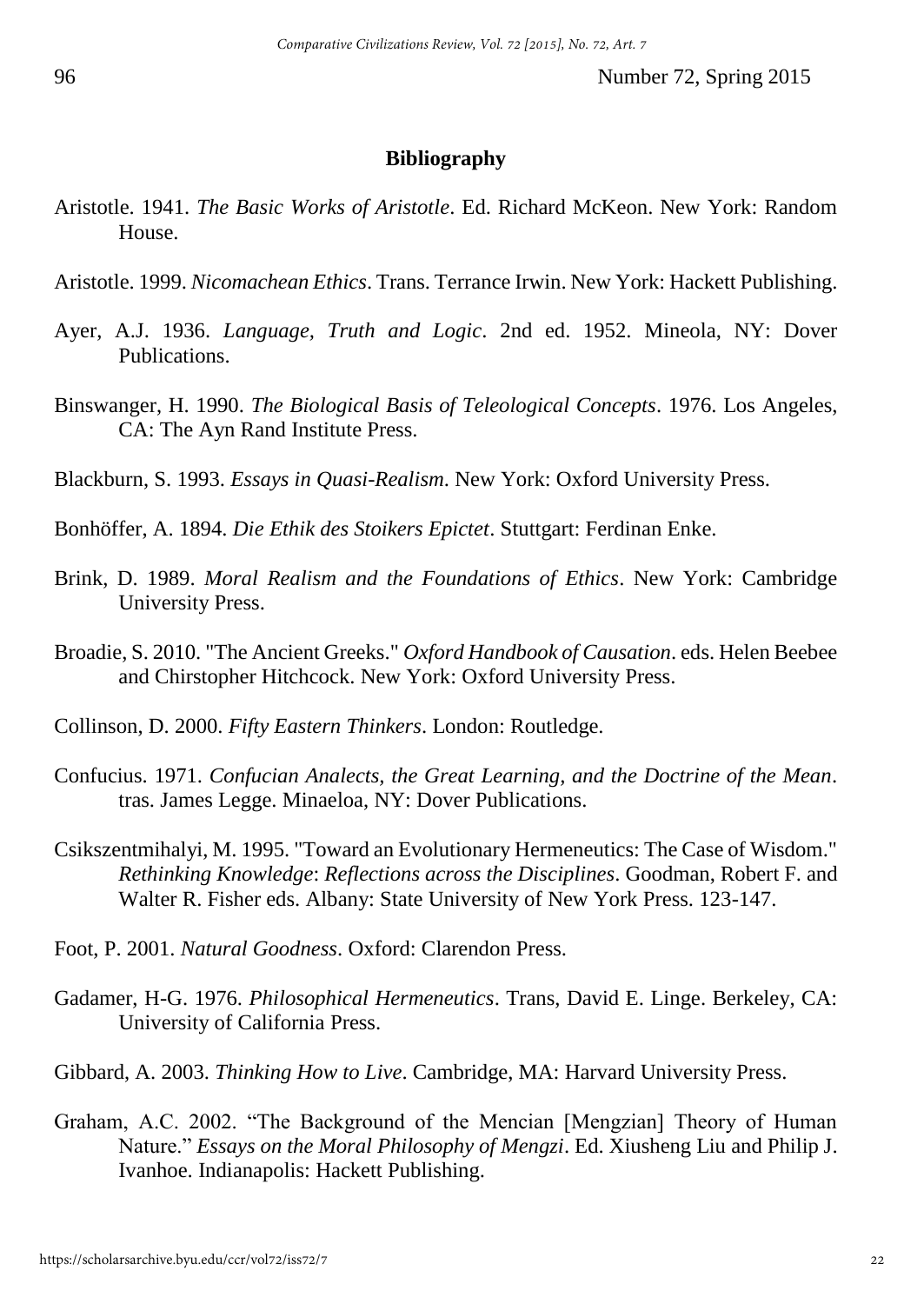## Bibliography

Aristotle. 1941. *The Basic Works of Aristotle*. Ed. Richard McKeon. New York: Random House.

Aristotle. 1999. *Nicomachean Ethics*. Trans. Terrance Irwin. New York: Hackett Publishing.

Ayer, A.J. 1936. *Language, Truth and Logic*. 2nd ed. 1952. Mineola, NY: Dover Publications.

Binswanger, H. 1990. *The Biological Basis of Teleological Concepts*. 1976. Los Angeles, CA: The Ayn Rand Institute Press.

Blackburn, S. 1993. *Essays in Quasi-Realism*. New York: Oxford University Press.

Bonhöffer, A. 1894. *Die Ethik des Stoikers Epictet*. Stuttgart: Ferdinan Enke.

Brink, D. 1989. *Moral Realism and the Foundations of Ethics*. New York: Cambridge University Press.

Broadie, S. 2010. "The Ancient Greeks." *Oxford Handbook of Causation*. eds. Helen Beebee and Chirstopher Hitchcock. New York: Oxford University Press.

Collinson, D. 2000. *Fifty Eastern Thinkers*. London: Routledge.

Confucius. 1971. *Confucian Analects, the Great Learning, and the Doctrine of the Mean*. tras. James Legge. Minaeloa, NY: Dover Publications.

Csikszentmihalyi, M. 1995. "Toward an Evolutionary Hermeneutics: The Case of Wisdom." *Rethinking Knowledge*: *Reflections across the Disciplines*. Goodman, Robert F. and Walter R. Fisher eds. Albany: State University of New York Press. 123-147.

Foot, P. 2001. *Natural Goodness*. Oxford: Clarendon Press.

Gadamer, H-G. 1976. *Philosophical Hermeneutics*. Trans, David E. Linge. Berkeley, CA: University of California Press.

Gibbard, A. 2003. *Thinking How to Live*. Cambridge, MA: Harvard University Press.

Graham, A.C. 2002. "The Background of the Mencian [Mengzian] Theory of Human Nature." *Essays on the Moral Philosophy of Mengzi*. Ed. Xiusheng Liu and Philip J. Ivanhoe. Indianapolis: Hackett Publishing.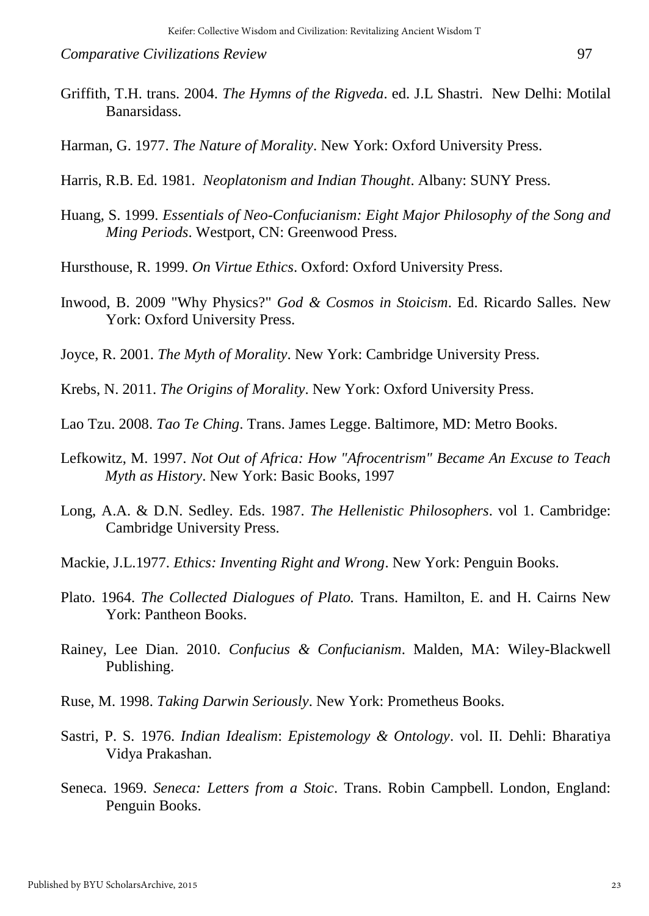Griffith, T.H. trans. 2004. *The Hymns of the Rigveda*. ed. J.L Shastri. New Delhi: Motilal Banarsidass.

Harman, G. 1977. *The Nature of Morality*. New York: Oxford University Press.

Harris, R.B. Ed. 1981. *Neoplatonism and Indian Thought*. Albany: SUNY Press.

Huang, S. 1999. *Essentials of Neo-Confucianism: Eight Major Philosophy of the Song and Ming Periods*. Westport, CN: Greenwood Press.

Hursthouse, R. 1999. *On Virtue Ethics*. Oxford: Oxford University Press.

Inwood, B. 2009 "Why Physics?" *God & Cosmos in Stoicism*. Ed. Ricardo Salles. New York: Oxford University Press.

Joyce, R. 2001. *The Myth of Morality*. New York: Cambridge University Press.

Krebs, N. 2011. *The Origins of Morality*. New York: Oxford University Press.

Lao Tzu. 2008. *Tao Te Ching*. Trans. James Legge. Baltimore, MD: Metro Books.

Lefkowitz, M. 1997. *Not Out of Africa: How "Afrocentrism" Became An Excuse to Teach Myth as History*. New York: Basic Books, 1997

Long, A.A. & D.N. Sedley. Eds. 1987. *The Hellenistic Philosophers*. vol 1. Cambridge: Cambridge University Press.

Mackie, J.L.1977. *Ethics: Inventing Right and Wrong*. New York: Penguin Books.

Plato. 1964. *The Collected Dialogues of Plato.* Trans. Hamilton, E. and H. Cairns New York: Pantheon Books.

Rainey, Lee Dian. 2010. *Confucius & Confucianism*. Malden, MA: Wiley-Blackwell Publishing.

Ruse, M. 1998. *Taking Darwin Seriously*. New York: Prometheus Books.

Sastri, P. S. 1976. *Indian Idealism*: *Epistemology & Ontology*. vol. II. Dehli: Bharatiya Vidya Prakashan.

Seneca. 1969. *Seneca: Letters from a Stoic*. Trans. Robin Campbell. London, England: Penguin Books.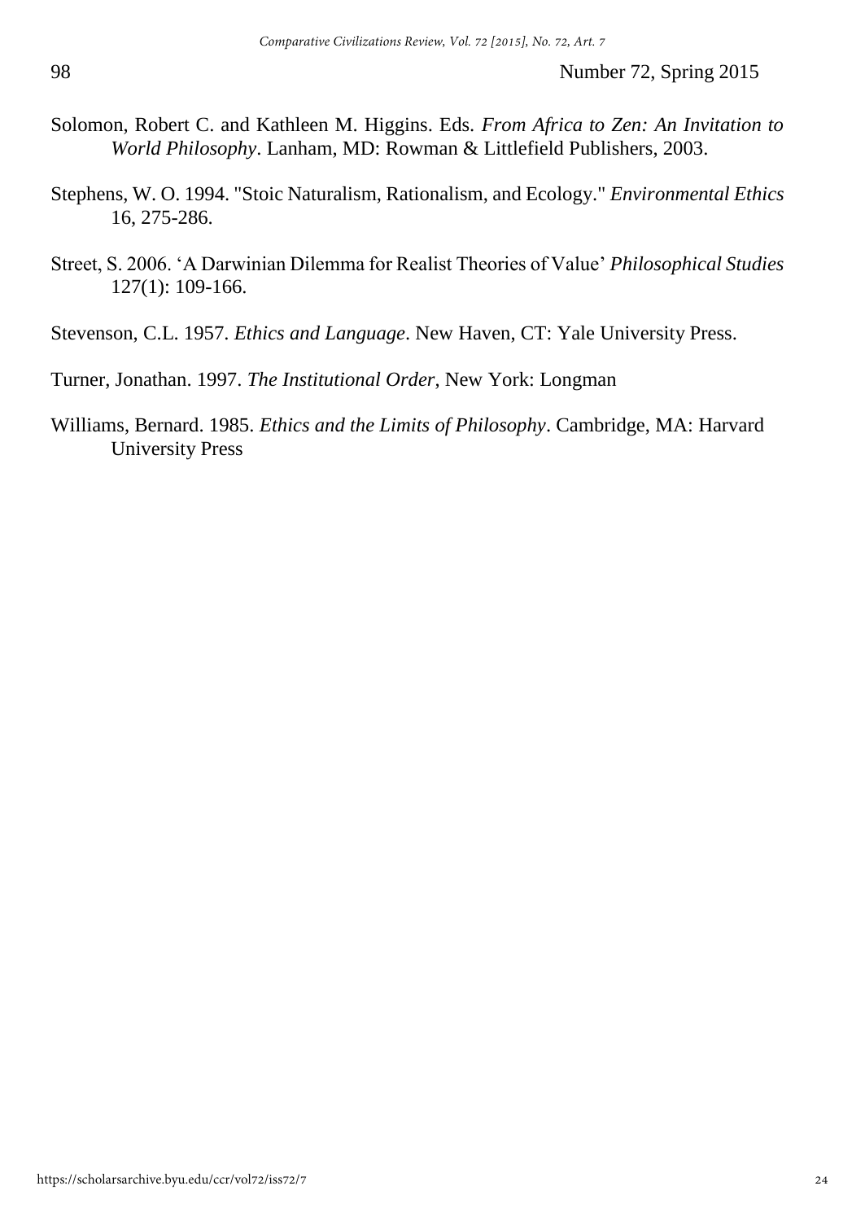Solomon, Robert C. and Kathleen M. Higgins. Eds. *From Africa to Zen: An Invitation to World Philosophy*. Lanham, MD: Rowman & Littlefield Publishers, 2003.

Stephens, W. O. 1994. "Stoic Naturalism, Rationalism, and Ecology." *Environmental Ethics* 16, 275-286.

Street, S. 2006. 'A Darwinian Dilemma for Realist Theories of Value' *Philosophical Studies* 127(1): 109-166.

Stevenson, C.L. 1957. *Ethics and Language*. New Haven, CT: Yale University Press.

Turner, Jonathan. 1997. *The Institutional Order*, New York: Longman

Williams, Bernard. 1985. *Ethics and the Limits of Philosophy*. Cambridge, MA: Harvard University Press